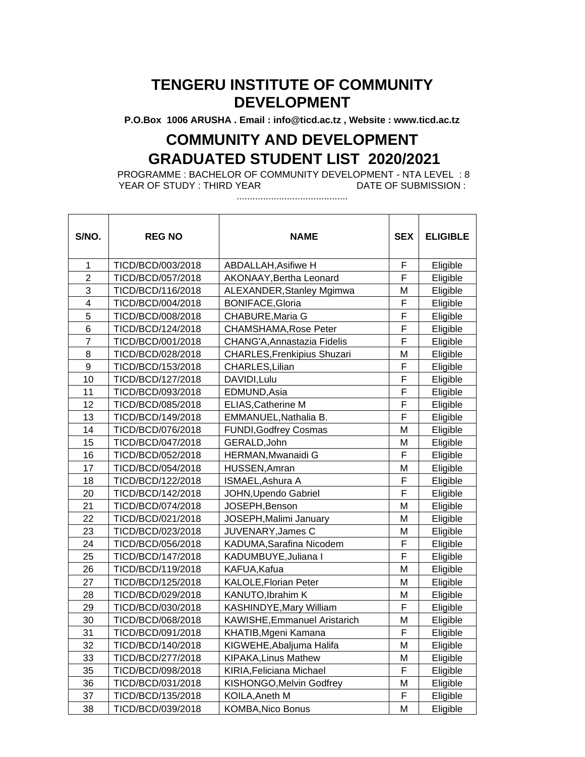# TENGERU INSTITUTE OF COMMUNITY DEVELOPMENT

**P.O.Box 1006 ARUSHA . Email : info@ticd.ac.tz , Website : www.ticd.ac.tz**

## COMMUNITY AND DEVELOPMENT GRADUATED STUDENT LIST 2020/2021

PROGRAMME : BACHELOR OF COMMUNITY DEVELOPMENT - NTA LEVEL : 8
YEAR OF STUDY : THIRD YEAR DATE OF SUBMISSION : ..........................................

| S/NO. | REG NO | NAME | SEX | ELIGIBLE |
|---|---|---|---|---|
| 1 | TICD/BCD/003/2018 | ABDALLAH,Asifiwe H | F | Eligible |
| 2 | TICD/BCD/057/2018 | AKONAAY,Bertha Leonard | F | Eligible |
| 3 | TICD/BCD/116/2018 | ALEXANDER,Stanley Mgimwa | M | Eligible |
| 4 | TICD/BCD/004/2018 | BONIFACE,Gloria | F | Eligible |
| 5 | TICD/BCD/008/2018 | CHABURE,Maria G | F | Eligible |
| 6 | TICD/BCD/124/2018 | CHAMSHAMA,Rose Peter | F | Eligible |
| 7 | TICD/BCD/001/2018 | CHANG'A,Annastazia Fidelis | F | Eligible |
| 8 | TICD/BCD/028/2018 | CHARLES,Frenkipius Shuzari | M | Eligible |
| 9 | TICD/BCD/153/2018 | CHARLES,Lilian | F | Eligible |
| 10 | TICD/BCD/127/2018 | DAVIDI,Lulu | F | Eligible |
| 11 | TICD/BCD/093/2018 | EDMUND,Asia | F | Eligible |
| 12 | TICD/BCD/085/2018 | ELIAS,Catherine M | F | Eligible |
| 13 | TICD/BCD/149/2018 | EMMANUEL,Nathalia B. | F | Eligible |
| 14 | TICD/BCD/076/2018 | FUNDI,Godfrey Cosmas | M | Eligible |
| 15 | TICD/BCD/047/2018 | GERALD,John | M | Eligible |
| 16 | TICD/BCD/052/2018 | HERMAN,Mwanaidi G | F | Eligible |
| 17 | TICD/BCD/054/2018 | HUSSEN,Amran | M | Eligible |
| 18 | TICD/BCD/122/2018 | ISMAEL,Ashura A | F | Eligible |
| 20 | TICD/BCD/142/2018 | JOHN,Upendo Gabriel | F | Eligible |
| 21 | TICD/BCD/074/2018 | JOSEPH,Benson | M | Eligible |
| 22 | TICD/BCD/021/2018 | JOSEPH,Malimi January | M | Eligible |
| 23 | TICD/BCD/023/2018 | JUVENARY,James C | M | Eligible |
| 24 | TICD/BCD/056/2018 | KADUMA,Sarafina Nicodem | F | Eligible |
| 25 | TICD/BCD/147/2018 | KADUMBUYE,Juliana I | F | Eligible |
| 26 | TICD/BCD/119/2018 | KAFUA,Kafua | M | Eligible |
| 27 | TICD/BCD/125/2018 | KALOLE,Florian Peter | M | Eligible |
| 28 | TICD/BCD/029/2018 | KANUTO,Ibrahim K | M | Eligible |
| 29 | TICD/BCD/030/2018 | KASHINDYE,Mary William | F | Eligible |
| 30 | TICD/BCD/068/2018 | KAWISHE,Emmanuel Aristarich | M | Eligible |
| 31 | TICD/BCD/091/2018 | KHATIB,Mgeni Kamana | F | Eligible |
| 32 | TICD/BCD/140/2018 | KIGWEHE,Abaljuma Halifa | M | Eligible |
| 33 | TICD/BCD/277/2018 | KIPAKA,Linus Mathew | M | Eligible |
| 35 | TICD/BCD/098/2018 | KIRIA,Feliciana Michael | F | Eligible |
| 36 | TICD/BCD/031/2018 | KISHONGO,Melvin Godfrey | M | Eligible |
| 37 | TICD/BCD/135/2018 | KOILA,Aneth M | F | Eligible |
| 38 | TICD/BCD/039/2018 | KOMBA,Nico Bonus | M | Eligible |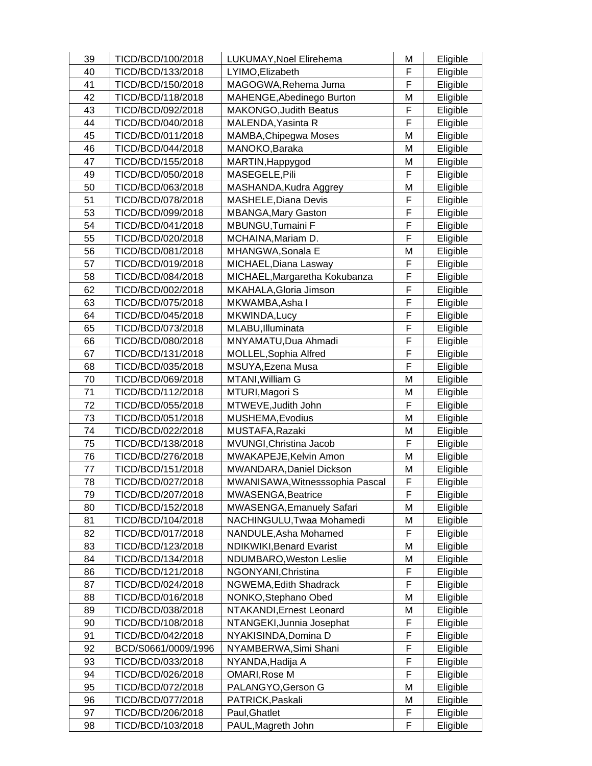| | | | | |
|---|---|---|---|---|
| 39 | TICD/BCD/100/2018 | LUKUMAY,Noel Elirehema | M | Eligible |
| 40 | TICD/BCD/133/2018 | LYIMO,Elizabeth | F | Eligible |
| 41 | TICD/BCD/150/2018 | MAGOGWA,Rehema Juma | F | Eligible |
| 42 | TICD/BCD/118/2018 | MAHENGE,Abedinego Burton | M | Eligible |
| 43 | TICD/BCD/092/2018 | MAKONGO,Judith Beatus | F | Eligible |
| 44 | TICD/BCD/040/2018 | MALENDA,Yasinta R | F | Eligible |
| 45 | TICD/BCD/011/2018 | MAMBA,Chipegwa Moses | M | Eligible |
| 46 | TICD/BCD/044/2018 | MANOKO,Baraka | M | Eligible |
| 47 | TICD/BCD/155/2018 | MARTIN,Happygod | M | Eligible |
| 49 | TICD/BCD/050/2018 | MASEGELE,Pili | F | Eligible |
| 50 | TICD/BCD/063/2018 | MASHANDA,Kudra Aggrey | M | Eligible |
| 51 | TICD/BCD/078/2018 | MASHELE,Diana Devis | F | Eligible |
| 53 | TICD/BCD/099/2018 | MBANGA,Mary Gaston | F | Eligible |
| 54 | TICD/BCD/041/2018 | MBUNGU,Tumaini F | F | Eligible |
| 55 | TICD/BCD/020/2018 | MCHAINA,Mariam D. | F | Eligible |
| 56 | TICD/BCD/081/2018 | MHANGWA,Sonala E | M | Eligible |
| 57 | TICD/BCD/019/2018 | MICHAEL,Diana Lasway | F | Eligible |
| 58 | TICD/BCD/084/2018 | MICHAEL,Margaretha Kokubanza | F | Eligible |
| 62 | TICD/BCD/002/2018 | MKAHALA,Gloria Jimson | F | Eligible |
| 63 | TICD/BCD/075/2018 | MKWAMBA,Asha I | F | Eligible |
| 64 | TICD/BCD/045/2018 | MKWINDA,Lucy | F | Eligible |
| 65 | TICD/BCD/073/2018 | MLABU,Illuminata | F | Eligible |
| 66 | TICD/BCD/080/2018 | MNYAMATU,Dua Ahmadi | F | Eligible |
| 67 | TICD/BCD/131/2018 | MOLLEL,Sophia Alfred | F | Eligible |
| 68 | TICD/BCD/035/2018 | MSUYA,Ezena Musa | F | Eligible |
| 70 | TICD/BCD/069/2018 | MTANI,William G | M | Eligible |
| 71 | TICD/BCD/112/2018 | MTURI,Magori S | M | Eligible |
| 72 | TICD/BCD/055/2018 | MTWEVE,Judith John | F | Eligible |
| 73 | TICD/BCD/051/2018 | MUSHEMA,Evodius | M | Eligible |
| 74 | TICD/BCD/022/2018 | MUSTAFA,Razaki | M | Eligible |
| 75 | TICD/BCD/138/2018 | MVUNGI,Christina Jacob | F | Eligible |
| 76 | TICD/BCD/276/2018 | MWAKAPEJE,Kelvin Amon | M | Eligible |
| 77 | TICD/BCD/151/2018 | MWANDARA,Daniel Dickson | M | Eligible |
| 78 | TICD/BCD/027/2018 | MWANISAWA,Witnesssophia Pascal | F | Eligible |
| 79 | TICD/BCD/207/2018 | MWASENGA,Beatrice | F | Eligible |
| 80 | TICD/BCD/152/2018 | MWASENGA,Emanuely Safari | M | Eligible |
| 81 | TICD/BCD/104/2018 | NACHINGULU,Twaa Mohamedi | M | Eligible |
| 82 | TICD/BCD/017/2018 | NANDULE,Asha Mohamed | F | Eligible |
| 83 | TICD/BCD/123/2018 | NDIKWIKI,Benard Evarist | M | Eligible |
| 84 | TICD/BCD/134/2018 | NDUMBARO,Weston Leslie | M | Eligible |
| 86 | TICD/BCD/121/2018 | NGONYANI,Christina | F | Eligible |
| 87 | TICD/BCD/024/2018 | NGWEMA,Edith Shadrack | F | Eligible |
| 88 | TICD/BCD/016/2018 | NONKO,Stephano Obed | M | Eligible |
| 89 | TICD/BCD/038/2018 | NTAKANDI,Ernest Leonard | M | Eligible |
| 90 | TICD/BCD/108/2018 | NTANGEKI,Junnia Josephat | F | Eligible |
| 91 | TICD/BCD/042/2018 | NYAKISINDA,Domina D | F | Eligible |
| 92 | BCD/S0661/0009/1996 | NYAMBERWA,Simi Shani | F | Eligible |
| 93 | TICD/BCD/033/2018 | NYANDA,Hadija A | F | Eligible |
| 94 | TICD/BCD/026/2018 | OMARI,Rose M | F | Eligible |
| 95 | TICD/BCD/072/2018 | PALANGYO,Gerson G | M | Eligible |
| 96 | TICD/BCD/077/2018 | PATRICK,Paskali | M | Eligible |
| 97 | TICD/BCD/206/2018 | Paul,Ghatlet | F | Eligible |
| 98 | TICD/BCD/103/2018 | PAUL,Magreth John | F | Eligible |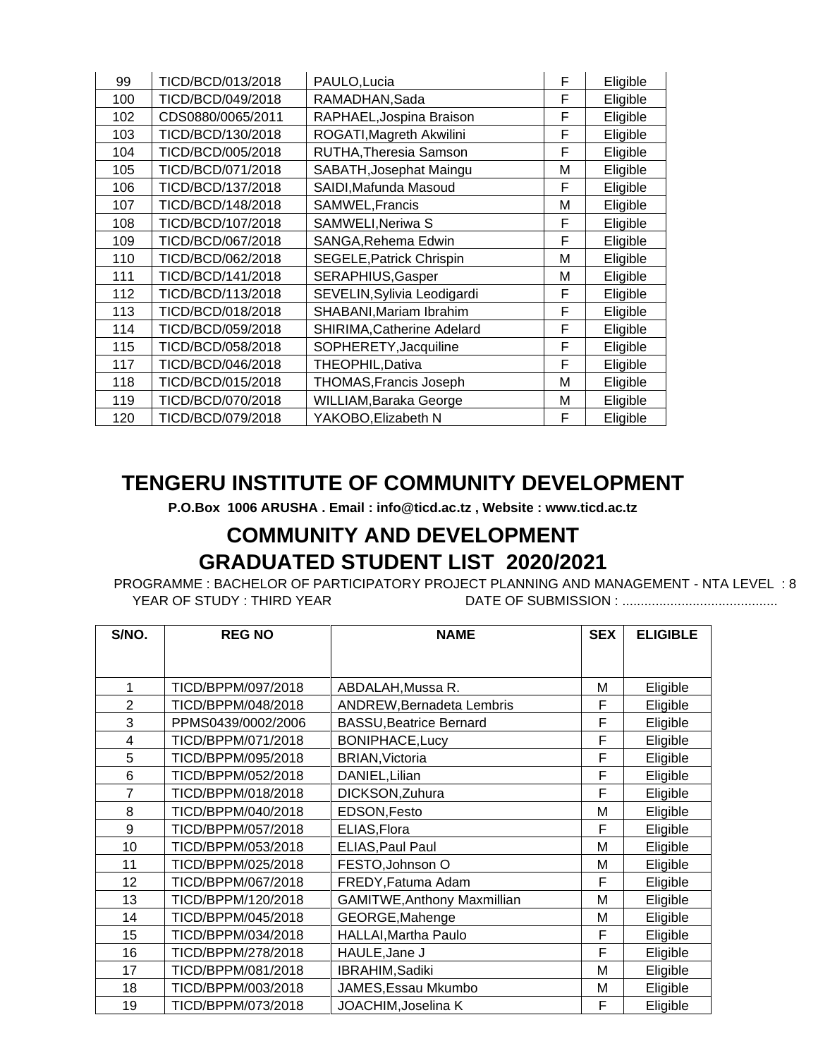| 99 | TICD/BCD/013/2018 | PAULO,Lucia | F | Eligible |
|---|---|---|---|---|
| 100 | TICD/BCD/049/2018 | RAMADHAN,Sada | F | Eligible |
| 102 | CDS0880/0065/2011 | RAPHAEL,Jospina Braison | F | Eligible |
| 103 | TICD/BCD/130/2018 | ROGATI,Magreth Akwilini | F | Eligible |
| 104 | TICD/BCD/005/2018 | RUTHA,Theresia Samson | F | Eligible |
| 105 | TICD/BCD/071/2018 | SABATH,Josephat Maingu | M | Eligible |
| 106 | TICD/BCD/137/2018 | SAIDI,Mafunda Masoud | F | Eligible |
| 107 | TICD/BCD/148/2018 | SAMWEL,Francis | M | Eligible |
| 108 | TICD/BCD/107/2018 | SAMWELI,Neriwa S | F | Eligible |
| 109 | TICD/BCD/067/2018 | SANGA,Rehema Edwin | F | Eligible |
| 110 | TICD/BCD/062/2018 | SEGELE,Patrick Chrispin | M | Eligible |
| 111 | TICD/BCD/141/2018 | SERAPHIUS,Gasper | M | Eligible |
| 112 | TICD/BCD/113/2018 | SEVELIN,Sylivia Leodigardi | F | Eligible |
| 113 | TICD/BCD/018/2018 | SHABANI,Mariam Ibrahim | F | Eligible |
| 114 | TICD/BCD/059/2018 | SHIRIMA,Catherine Adelard | F | Eligible |
| 115 | TICD/BCD/058/2018 | SOPHERETY,Jacquiline | F | Eligible |
| 117 | TICD/BCD/046/2018 | THEOPHIL,Dativa | F | Eligible |
| 118 | TICD/BCD/015/2018 | THOMAS,Francis Joseph | M | Eligible |
| 119 | TICD/BCD/070/2018 | WILLIAM,Baraka George | M | Eligible |
| 120 | TICD/BCD/079/2018 | YAKOBO,Elizabeth N | F | Eligible |

# TENGERU INSTITUTE OF COMMUNITY DEVELOPMENT

**P.O.Box 1006 ARUSHA . Email : info@ticd.ac.tz , Website : www.ticd.ac.tz**

## COMMUNITY AND DEVELOPMENT

## GRADUATED STUDENT LIST 2020/2021

PROGRAMME : BACHELOR OF PARTICIPATORY PROJECT PLANNING AND MANAGEMENT - NTA LEVEL : 8

YEAR OF STUDY : THIRD YEAR DATE OF SUBMISSION : ..........................................

| S/NO. | REG NO | NAME | SEX | ELIGIBLE |
|---|---|---|---|---|
| 1 | TICD/BPPM/097/2018 | ABDALAH,Mussa R. | M | Eligible |
| 2 | TICD/BPPM/048/2018 | ANDREW,Bernadeta Lembris | F | Eligible |
| 3 | PPMS0439/0002/2006 | BASSU,Beatrice Bernard | F | Eligible |
| 4 | TICD/BPPM/071/2018 | BONIPHACE,Lucy | F | Eligible |
| 5 | TICD/BPPM/095/2018 | BRIAN,Victoria | F | Eligible |
| 6 | TICD/BPPM/052/2018 | DANIEL,Lilian | F | Eligible |
| 7 | TICD/BPPM/018/2018 | DICKSON,Zuhura | F | Eligible |
| 8 | TICD/BPPM/040/2018 | EDSON,Festo | M | Eligible |
| 9 | TICD/BPPM/057/2018 | ELIAS,Flora | F | Eligible |
| 10 | TICD/BPPM/053/2018 | ELIAS,Paul Paul | M | Eligible |
| 11 | TICD/BPPM/025/2018 | FESTO,Johnson O | M | Eligible |
| 12 | TICD/BPPM/067/2018 | FREDY,Fatuma Adam | F | Eligible |
| 13 | TICD/BPPM/120/2018 | GAMITWE,Anthony Maxmillian | M | Eligible |
| 14 | TICD/BPPM/045/2018 | GEORGE,Mahenge | M | Eligible |
| 15 | TICD/BPPM/034/2018 | HALLAI,Martha Paulo | F | Eligible |
| 16 | TICD/BPPM/278/2018 | HAULE,Jane J | F | Eligible |
| 17 | TICD/BPPM/081/2018 | IBRAHIM,Sadiki | M | Eligible |
| 18 | TICD/BPPM/003/2018 | JAMES,Essau Mkumbo | M | Eligible |
| 19 | TICD/BPPM/073/2018 | JOACHIM,Joselina K | F | Eligible |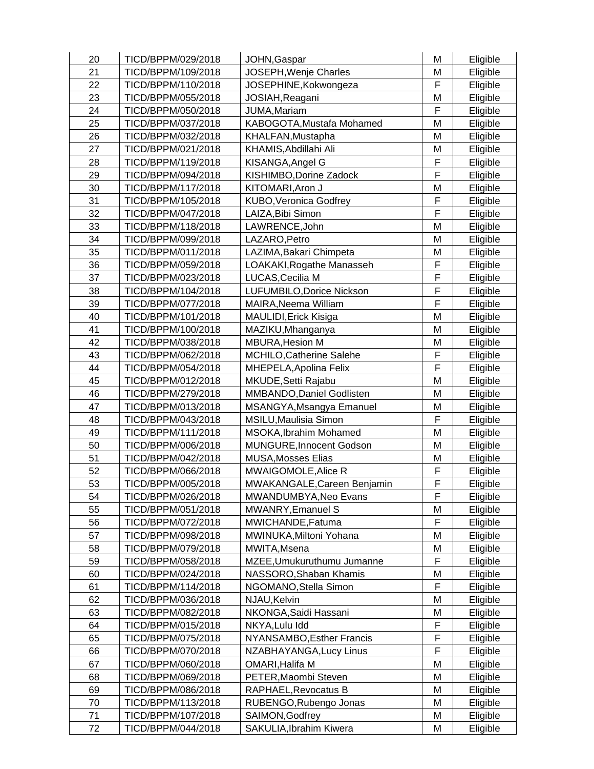| | | | | |
|---|---|---|---|---|
| 20 | TICD/BPPM/029/2018 | JOHN,Gaspar | M | Eligible |
| 21 | TICD/BPPM/109/2018 | JOSEPH,Wenje Charles | M | Eligible |
| 22 | TICD/BPPM/110/2018 | JOSEPHINE,Kokwongeza | F | Eligible |
| 23 | TICD/BPPM/055/2018 | JOSIAH,Reagani | M | Eligible |
| 24 | TICD/BPPM/050/2018 | JUMA,Mariam | F | Eligible |
| 25 | TICD/BPPM/037/2018 | KABOGOTA,Mustafa Mohamed | M | Eligible |
| 26 | TICD/BPPM/032/2018 | KHALFAN,Mustapha | M | Eligible |
| 27 | TICD/BPPM/021/2018 | KHAMIS,Abdillahi Ali | M | Eligible |
| 28 | TICD/BPPM/119/2018 | KISANGA,Angel G | F | Eligible |
| 29 | TICD/BPPM/094/2018 | KISHIMBO,Dorine Zadock | F | Eligible |
| 30 | TICD/BPPM/117/2018 | KITOMARI,Aron J | M | Eligible |
| 31 | TICD/BPPM/105/2018 | KUBO,Veronica Godfrey | F | Eligible |
| 32 | TICD/BPPM/047/2018 | LAIZA,Bibi Simon | F | Eligible |
| 33 | TICD/BPPM/118/2018 | LAWRENCE,John | M | Eligible |
| 34 | TICD/BPPM/099/2018 | LAZARO,Petro | M | Eligible |
| 35 | TICD/BPPM/011/2018 | LAZIMA,Bakari Chimpeta | M | Eligible |
| 36 | TICD/BPPM/059/2018 | LOAKAKI,Rogathe Manasseh | F | Eligible |
| 37 | TICD/BPPM/023/2018 | LUCAS,Cecilia M | F | Eligible |
| 38 | TICD/BPPM/104/2018 | LUFUMBILO,Dorice Nickson | F | Eligible |
| 39 | TICD/BPPM/077/2018 | MAIRA,Neema William | F | Eligible |
| 40 | TICD/BPPM/101/2018 | MAULIDI,Erick Kisiga | M | Eligible |
| 41 | TICD/BPPM/100/2018 | MAZIKU,Mhanganya | M | Eligible |
| 42 | TICD/BPPM/038/2018 | MBURA,Hesion M | M | Eligible |
| 43 | TICD/BPPM/062/2018 | MCHILO,Catherine Salehe | F | Eligible |
| 44 | TICD/BPPM/054/2018 | MHEPELA,Apolina Felix | F | Eligible |
| 45 | TICD/BPPM/012/2018 | MKUDE,Setti Rajabu | M | Eligible |
| 46 | TICD/BPPM/279/2018 | MMBANDO,Daniel Godlisten | M | Eligible |
| 47 | TICD/BPPM/013/2018 | MSANGYA,Msangya Emanuel | M | Eligible |
| 48 | TICD/BPPM/043/2018 | MSILU,Maulisia Simon | F | Eligible |
| 49 | TICD/BPPM/111/2018 | MSOKA,Ibrahim Mohamed | M | Eligible |
| 50 | TICD/BPPM/006/2018 | MUNGURE,Innocent Godson | M | Eligible |
| 51 | TICD/BPPM/042/2018 | MUSA,Mosses Elias | M | Eligible |
| 52 | TICD/BPPM/066/2018 | MWAIGOMOLE,Alice R | F | Eligible |
| 53 | TICD/BPPM/005/2018 | MWAKANGALE,Careen Benjamin | F | Eligible |
| 54 | TICD/BPPM/026/2018 | MWANDUMBYA,Neo Evans | F | Eligible |
| 55 | TICD/BPPM/051/2018 | MWANRY,Emanuel S | M | Eligible |
| 56 | TICD/BPPM/072/2018 | MWICHANDE,Fatuma | F | Eligible |
| 57 | TICD/BPPM/098/2018 | MWINUKA,Miltoni Yohana | M | Eligible |
| 58 | TICD/BPPM/079/2018 | MWITA,Msena | M | Eligible |
| 59 | TICD/BPPM/058/2018 | MZEE,Umukuruthumu Jumanne | F | Eligible |
| 60 | TICD/BPPM/024/2018 | NASSORO,Shaban Khamis | M | Eligible |
| 61 | TICD/BPPM/114/2018 | NGOMANO,Stella Simon | F | Eligible |
| 62 | TICD/BPPM/036/2018 | NJAU,Kelvin | M | Eligible |
| 63 | TICD/BPPM/082/2018 | NKONGA,Saidi Hassani | M | Eligible |
| 64 | TICD/BPPM/015/2018 | NKYA,Lulu Idd | F | Eligible |
| 65 | TICD/BPPM/075/2018 | NYANSAMBO,Esther Francis | F | Eligible |
| 66 | TICD/BPPM/070/2018 | NZABHAYANGA,Lucy Linus | F | Eligible |
| 67 | TICD/BPPM/060/2018 | OMARI,Halifa M | M | Eligible |
| 68 | TICD/BPPM/069/2018 | PETER,Maombi Steven | M | Eligible |
| 69 | TICD/BPPM/086/2018 | RAPHAEL,Revocatus B | M | Eligible |
| 70 | TICD/BPPM/113/2018 | RUBENGO,Rubengo Jonas | M | Eligible |
| 71 | TICD/BPPM/107/2018 | SAIMON,Godfrey | M | Eligible |
| 72 | TICD/BPPM/044/2018 | SAKULIA,Ibrahim Kiwera | M | Eligible |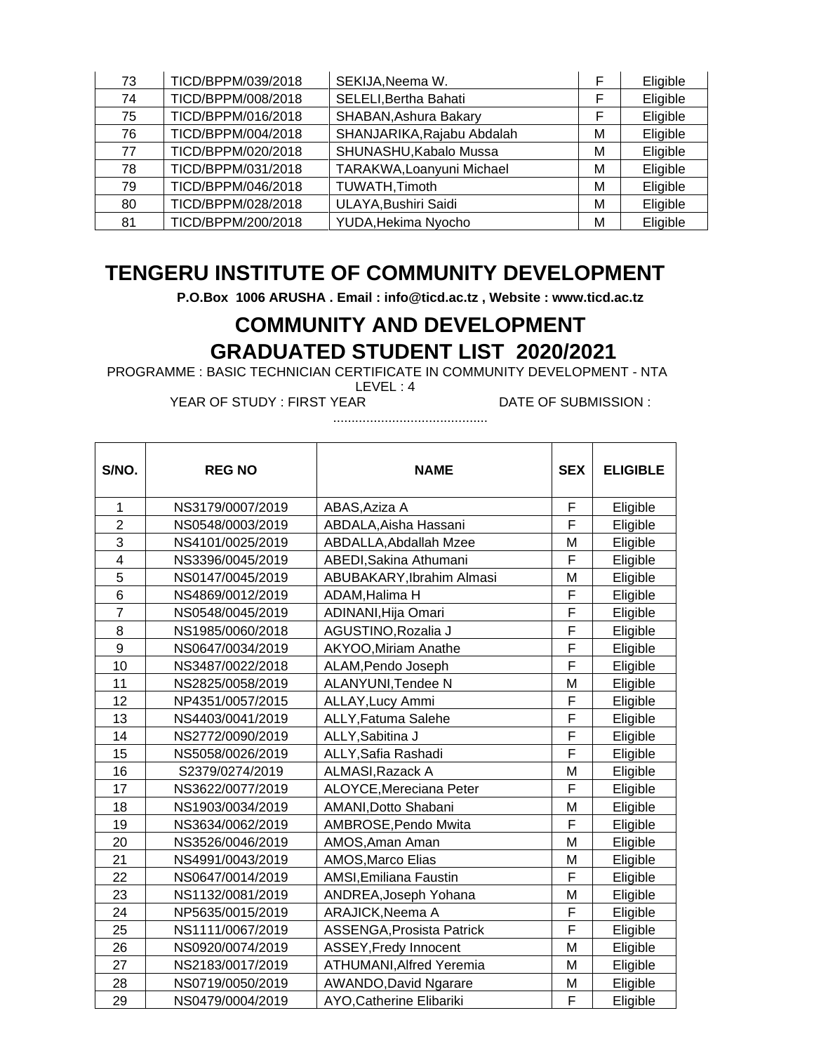| 73 | TICD/BPPM/039/2018 | SEKIJA,Neema W. | F | Eligible |
|---|---|---|---|---|
| 74 | TICD/BPPM/008/2018 | SELELI,Bertha Bahati | F | Eligible |
| 75 | TICD/BPPM/016/2018 | SHABAN,Ashura Bakary | F | Eligible |
| 76 | TICD/BPPM/004/2018 | SHANJARIKA,Rajabu Abdalah | M | Eligible |
| 77 | TICD/BPPM/020/2018 | SHUNASHU,Kabalo Mussa | M | Eligible |
| 78 | TICD/BPPM/031/2018 | TARAKWA,Loanyuni Michael | M | Eligible |
| 79 | TICD/BPPM/046/2018 | TUWATH,Timoth | M | Eligible |
| 80 | TICD/BPPM/028/2018 | ULAYA,Bushiri Saidi | M | Eligible |
| 81 | TICD/BPPM/200/2018 | YUDA,Hekima Nyocho | M | Eligible |

# TENGERU INSTITUTE OF COMMUNITY DEVELOPMENT

**P.O.Box 1006 ARUSHA . Email : info@ticd.ac.tz , Website : www.ticd.ac.tz**

## COMMUNITY AND DEVELOPMENT
## GRADUATED STUDENT LIST 2020/2021

PROGRAMME : BASIC TECHNICIAN CERTIFICATE IN COMMUNITY DEVELOPMENT - NTA LEVEL : 4

YEAR OF STUDY : FIRST YEAR DATE OF SUBMISSION : ..........................................

| S/NO. | REG NO | NAME | SEX | ELIGIBLE |
|---|---|---|---|---|
| 1 | NS3179/0007/2019 | ABAS,Aziza A | F | Eligible |
| 2 | NS0548/0003/2019 | ABDALA,Aisha Hassani | F | Eligible |
| 3 | NS4101/0025/2019 | ABDALLA,Abdallah Mzee | M | Eligible |
| 4 | NS3396/0045/2019 | ABEDI,Sakina Athumani | F | Eligible |
| 5 | NS0147/0045/2019 | ABUBAKARY,Ibrahim Almasi | M | Eligible |
| 6 | NS4869/0012/2019 | ADAM,Halima H | F | Eligible |
| 7 | NS0548/0045/2019 | ADINANI,Hija Omari | F | Eligible |
| 8 | NS1985/0060/2018 | AGUSTINO,Rozalia J | F | Eligible |
| 9 | NS0647/0034/2019 | AKYOO,Miriam Anathe | F | Eligible |
| 10 | NS3487/0022/2018 | ALAM,Pendo Joseph | F | Eligible |
| 11 | NS2825/0058/2019 | ALANYUNI,Tendee N | M | Eligible |
| 12 | NP4351/0057/2015 | ALLAY,Lucy Ammi | F | Eligible |
| 13 | NS4403/0041/2019 | ALLY,Fatuma Salehe | F | Eligible |
| 14 | NS2772/0090/2019 | ALLY,Sabitina J | F | Eligible |
| 15 | NS5058/0026/2019 | ALLY,Safia Rashadi | F | Eligible |
| 16 | S2379/0274/2019 | ALMASI,Razack A | M | Eligible |
| 17 | NS3622/0077/2019 | ALOYCE,Mereciana Peter | F | Eligible |
| 18 | NS1903/0034/2019 | AMANI,Dotto Shabani | M | Eligible |
| 19 | NS3634/0062/2019 | AMBROSE,Pendo Mwita | F | Eligible |
| 20 | NS3526/0046/2019 | AMOS,Aman Aman | M | Eligible |
| 21 | NS4991/0043/2019 | AMOS,Marco Elias | M | Eligible |
| 22 | NS0647/0014/2019 | AMSI,Emiliana Faustin | F | Eligible |
| 23 | NS1132/0081/2019 | ANDREA,Joseph Yohana | M | Eligible |
| 24 | NP5635/0015/2019 | ARAJICK,Neema A | F | Eligible |
| 25 | NS1111/0067/2019 | ASSENGA,Prosista Patrick | F | Eligible |
| 26 | NS0920/0074/2019 | ASSEY,Fredy Innocent | M | Eligible |
| 27 | NS2183/0017/2019 | ATHUMANI,Alfred Yeremia | M | Eligible |
| 28 | NS0719/0050/2019 | AWANDO,David Ngarare | M | Eligible |
| 29 | NS0479/0004/2019 | AYO,Catherine Elibariki | F | Eligible |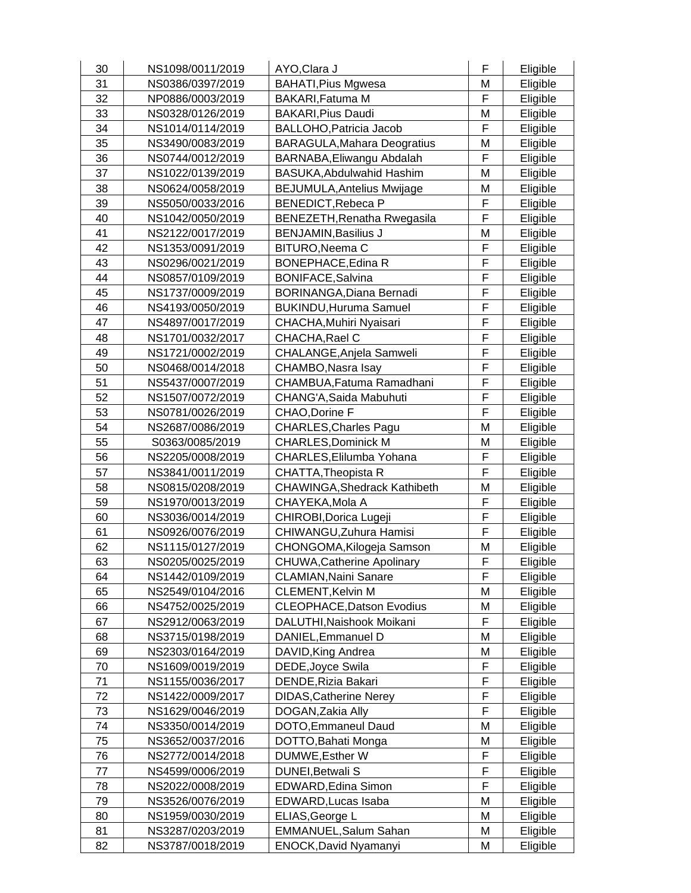| 30 | NS1098/0011/2019 | AYO,Clara J | F | Eligible |
|---|---|---|---|---|
| 31 | NS0386/0397/2019 | BAHATI,Pius Mgwesa | M | Eligible |
| 32 | NP0886/0003/2019 | BAKARI,Fatuma M | F | Eligible |
| 33 | NS0328/0126/2019 | BAKARI,Pius Daudi | M | Eligible |
| 34 | NS1014/0114/2019 | BALLOHO,Patricia Jacob | F | Eligible |
| 35 | NS3490/0083/2019 | BARAGULA,Mahara Deogratius | M | Eligible |
| 36 | NS0744/0012/2019 | BARNABA,Eliwangu Abdalah | F | Eligible |
| 37 | NS1022/0139/2019 | BASUKA,Abdulwahid Hashim | M | Eligible |
| 38 | NS0624/0058/2019 | BEJUMULA,Antelius Mwijage | M | Eligible |
| 39 | NS5050/0033/2016 | BENEDICT,Rebeca P | F | Eligible |
| 40 | NS1042/0050/2019 | BENEZETH,Renatha Rwegasila | F | Eligible |
| 41 | NS2122/0017/2019 | BENJAMIN,Basilius J | M | Eligible |
| 42 | NS1353/0091/2019 | BITURO,Neema C | F | Eligible |
| 43 | NS0296/0021/2019 | BONEPHACE,Edina R | F | Eligible |
| 44 | NS0857/0109/2019 | BONIFACE,Salvina | F | Eligible |
| 45 | NS1737/0009/2019 | BORINANGA,Diana Bernadi | F | Eligible |
| 46 | NS4193/0050/2019 | BUKINDU,Huruma Samuel | F | Eligible |
| 47 | NS4897/0017/2019 | CHACHA,Muhiri Nyaisari | F | Eligible |
| 48 | NS1701/0032/2017 | CHACHA,Rael C | F | Eligible |
| 49 | NS1721/0002/2019 | CHALANGE,Anjela Samweli | F | Eligible |
| 50 | NS0468/0014/2018 | CHAMBO,Nasra Isay | F | Eligible |
| 51 | NS5437/0007/2019 | CHAMBUA,Fatuma Ramadhani | F | Eligible |
| 52 | NS1507/0072/2019 | CHANG'A,Saida Mabuhuti | F | Eligible |
| 53 | NS0781/0026/2019 | CHAO,Dorine F | F | Eligible |
| 54 | NS2687/0086/2019 | CHARLES,Charles Pagu | M | Eligible |
| 55 | S0363/0085/2019 | CHARLES,Dominick M | M | Eligible |
| 56 | NS2205/0008/2019 | CHARLES,Elilumba Yohana | F | Eligible |
| 57 | NS3841/0011/2019 | CHATTA,Theopista R | F | Eligible |
| 58 | NS0815/0208/2019 | CHAWINGA,Shedrack Kathibeth | M | Eligible |
| 59 | NS1970/0013/2019 | CHAYEKA,Mola A | F | Eligible |
| 60 | NS3036/0014/2019 | CHIROBI,Dorica Lugeji | F | Eligible |
| 61 | NS0926/0076/2019 | CHIWANGU,Zuhura Hamisi | F | Eligible |
| 62 | NS1115/0127/2019 | CHONGOMA,Kilogeja Samson | M | Eligible |
| 63 | NS0205/0025/2019 | CHUWA,Catherine Apolinary | F | Eligible |
| 64 | NS1442/0109/2019 | CLAMIAN,Naini Sanare | F | Eligible |
| 65 | NS2549/0104/2016 | CLEMENT,Kelvin M | M | Eligible |
| 66 | NS4752/0025/2019 | CLEOPHACE,Datson Evodius | M | Eligible |
| 67 | NS2912/0063/2019 | DALUTHI,Naishook Moikani | F | Eligible |
| 68 | NS3715/0198/2019 | DANIEL,Emmanuel D | M | Eligible |
| 69 | NS2303/0164/2019 | DAVID,King Andrea | M | Eligible |
| 70 | NS1609/0019/2019 | DEDE,Joyce Swila | F | Eligible |
| 71 | NS1155/0036/2017 | DENDE,Rizia Bakari | F | Eligible |
| 72 | NS1422/0009/2017 | DIDAS,Catherine Nerey | F | Eligible |
| 73 | NS1629/0046/2019 | DOGAN,Zakia Ally | F | Eligible |
| 74 | NS3350/0014/2019 | DOTO,Emmaneul Daud | M | Eligible |
| 75 | NS3652/0037/2016 | DOTTO,Bahati Monga | M | Eligible |
| 76 | NS2772/0014/2018 | DUMWE,Esther W | F | Eligible |
| 77 | NS4599/0006/2019 | DUNEI,Betwali S | F | Eligible |
| 78 | NS2022/0008/2019 | EDWARD,Edina Simon | F | Eligible |
| 79 | NS3526/0076/2019 | EDWARD,Lucas Isaba | M | Eligible |
| 80 | NS1959/0030/2019 | ELIAS,George L | M | Eligible |
| 81 | NS3287/0203/2019 | EMMANUEL,Salum Sahan | M | Eligible |
| 82 | NS3787/0018/2019 | ENOCK,David Nyamanyi | M | Eligible |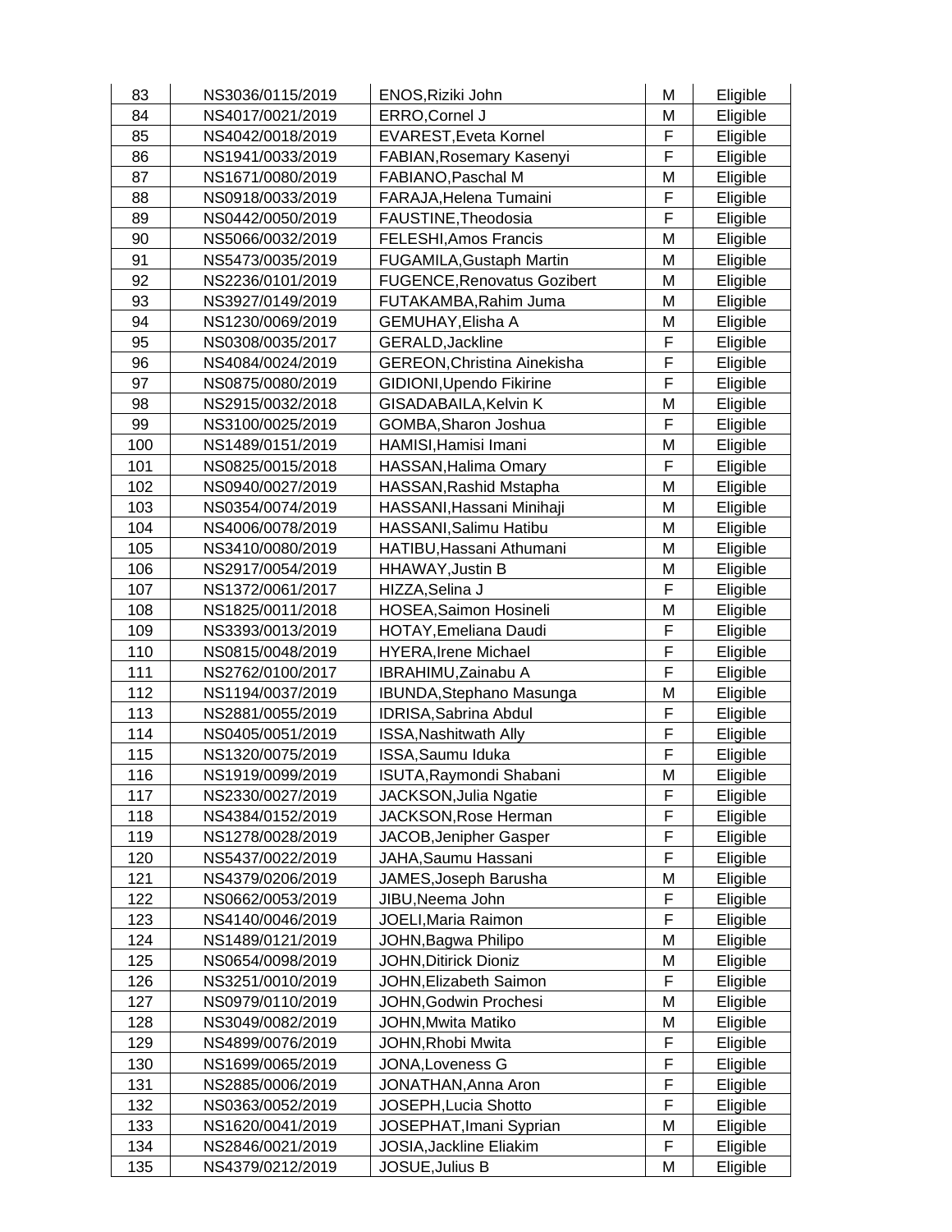| 83 | NS3036/0115/2019 | ENOS,Riziki John | M | Eligible |
|---|---|---|---|---|
| 84 | NS4017/0021/2019 | ERRO,Cornel J | M | Eligible |
| 85 | NS4042/0018/2019 | EVAREST,Eveta Kornel | F | Eligible |
| 86 | NS1941/0033/2019 | FABIAN,Rosemary Kasenyi | F | Eligible |
| 87 | NS1671/0080/2019 | FABIANO,Paschal M | M | Eligible |
| 88 | NS0918/0033/2019 | FARAJA,Helena Tumaini | F | Eligible |
| 89 | NS0442/0050/2019 | FAUSTINE,Theodosia | F | Eligible |
| 90 | NS5066/0032/2019 | FELESHI,Amos Francis | M | Eligible |
| 91 | NS5473/0035/2019 | FUGAMILA,Gustaph Martin | M | Eligible |
| 92 | NS2236/0101/2019 | FUGENCE,Renovatus Gozibert | M | Eligible |
| 93 | NS3927/0149/2019 | FUTAKAMBA,Rahim Juma | M | Eligible |
| 94 | NS1230/0069/2019 | GEMUHAY,Elisha A | M | Eligible |
| 95 | NS0308/0035/2017 | GERALD,Jackline | F | Eligible |
| 96 | NS4084/0024/2019 | GEREON,Christina Ainekisha | F | Eligible |
| 97 | NS0875/0080/2019 | GIDIONI,Upendo Fikirine | F | Eligible |
| 98 | NS2915/0032/2018 | GISADABAILA,Kelvin K | M | Eligible |
| 99 | NS3100/0025/2019 | GOMBA,Sharon Joshua | F | Eligible |
| 100 | NS1489/0151/2019 | HAMISI,Hamisi Imani | M | Eligible |
| 101 | NS0825/0015/2018 | HASSAN,Halima Omary | F | Eligible |
| 102 | NS0940/0027/2019 | HASSAN,Rashid Mstapha | M | Eligible |
| 103 | NS0354/0074/2019 | HASSANI,Hassani Minihaji | M | Eligible |
| 104 | NS4006/0078/2019 | HASSANI,Salimu Hatibu | M | Eligible |
| 105 | NS3410/0080/2019 | HATIBU,Hassani Athumani | M | Eligible |
| 106 | NS2917/0054/2019 | HHAWAY,Justin B | M | Eligible |
| 107 | NS1372/0061/2017 | HIZZA,Selina J | F | Eligible |
| 108 | NS1825/0011/2018 | HOSEA,Saimon Hosineli | M | Eligible |
| 109 | NS3393/0013/2019 | HOTAY,Emeliana Daudi | F | Eligible |
| 110 | NS0815/0048/2019 | HYERA,Irene Michael | F | Eligible |
| 111 | NS2762/0100/2017 | IBRAHIMU,Zainabu A | F | Eligible |
| 112 | NS1194/0037/2019 | IBUNDA,Stephano Masunga | M | Eligible |
| 113 | NS2881/0055/2019 | IDRISA,Sabrina Abdul | F | Eligible |
| 114 | NS0405/0051/2019 | ISSA,Nashitwath Ally | F | Eligible |
| 115 | NS1320/0075/2019 | ISSA,Saumu Iduka | F | Eligible |
| 116 | NS1919/0099/2019 | ISUTA,Raymondi Shabani | M | Eligible |
| 117 | NS2330/0027/2019 | JACKSON,Julia Ngatie | F | Eligible |
| 118 | NS4384/0152/2019 | JACKSON,Rose Herman | F | Eligible |
| 119 | NS1278/0028/2019 | JACOB,Jenipher Gasper | F | Eligible |
| 120 | NS5437/0022/2019 | JAHA,Saumu Hassani | F | Eligible |
| 121 | NS4379/0206/2019 | JAMES,Joseph Barusha | M | Eligible |
| 122 | NS0662/0053/2019 | JIBU,Neema John | F | Eligible |
| 123 | NS4140/0046/2019 | JOELI,Maria Raimon | F | Eligible |
| 124 | NS1489/0121/2019 | JOHN,Bagwa Philipo | M | Eligible |
| 125 | NS0654/0098/2019 | JOHN,Ditirick Dioniz | M | Eligible |
| 126 | NS3251/0010/2019 | JOHN,Elizabeth Saimon | F | Eligible |
| 127 | NS0979/0110/2019 | JOHN,Godwin Prochesi | M | Eligible |
| 128 | NS3049/0082/2019 | JOHN,Mwita Matiko | M | Eligible |
| 129 | NS4899/0076/2019 | JOHN,Rhobi Mwita | F | Eligible |
| 130 | NS1699/0065/2019 | JONA,Loveness G | F | Eligible |
| 131 | NS2885/0006/2019 | JONATHAN,Anna Aron | F | Eligible |
| 132 | NS0363/0052/2019 | JOSEPH,Lucia Shotto | F | Eligible |
| 133 | NS1620/0041/2019 | JOSEPHAT,Imani Syprian | M | Eligible |
| 134 | NS2846/0021/2019 | JOSIA,Jackline Eliakim | F | Eligible |
| 135 | NS4379/0212/2019 | JOSUE,Julius B | M | Eligible |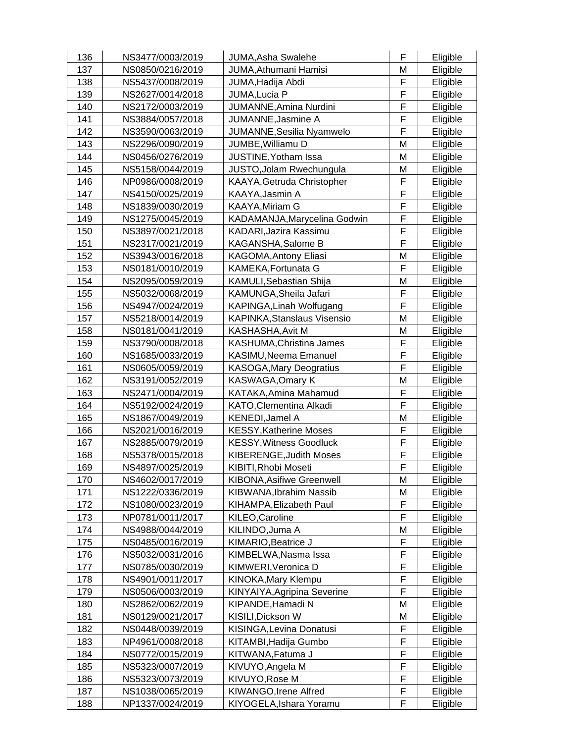| 136 | NS3477/0003/2019 | JUMA,Asha Swalehe | F | Eligible |
|---|---|---|---|---|
| 137 | NS0850/0216/2019 | JUMA,Athumani Hamisi | M | Eligible |
| 138 | NS5437/0008/2019 | JUMA,Hadija Abdi | F | Eligible |
| 139 | NS2627/0014/2018 | JUMA,Lucia P | F | Eligible |
| 140 | NS2172/0003/2019 | JUMANNE,Amina Nurdini | F | Eligible |
| 141 | NS3884/0057/2018 | JUMANNE,Jasmine A | F | Eligible |
| 142 | NS3590/0063/2019 | JUMANNE,Sesilia Nyamwelo | F | Eligible |
| 143 | NS2296/0090/2019 | JUMBE,Williamu D | M | Eligible |
| 144 | NS0456/0276/2019 | JUSTINE,Yotham Issa | M | Eligible |
| 145 | NS5158/0044/2019 | JUSTO,Jolam Rwechungula | M | Eligible |
| 146 | NP0986/0008/2019 | KAAYA,Getruda Christopher | F | Eligible |
| 147 | NS4150/0025/2019 | KAAYA,Jasmin A | F | Eligible |
| 148 | NS1839/0030/2019 | KAAYA,Miriam G | F | Eligible |
| 149 | NS1275/0045/2019 | KADAMANJA,Marycelina Godwin | F | Eligible |
| 150 | NS3897/0021/2018 | KADARI,Jazira Kassimu | F | Eligible |
| 151 | NS2317/0021/2019 | KAGANSHA,Salome B | F | Eligible |
| 152 | NS3943/0016/2018 | KAGOMA,Antony Eliasi | M | Eligible |
| 153 | NS0181/0010/2019 | KAMEKA,Fortunata G | F | Eligible |
| 154 | NS2095/0059/2019 | KAMULI,Sebastian Shija | M | Eligible |
| 155 | NS5032/0068/2019 | KAMUNGA,Sheila Jafari | F | Eligible |
| 156 | NS4947/0024/2019 | KAPINGA,Linah Wolfugang | F | Eligible |
| 157 | NS5218/0014/2019 | KAPINKA,Stanslaus Visensio | M | Eligible |
| 158 | NS0181/0041/2019 | KASHASHA,Avit M | M | Eligible |
| 159 | NS3790/0008/2018 | KASHUMA,Christina James | F | Eligible |
| 160 | NS1685/0033/2019 | KASIMU,Neema Emanuel | F | Eligible |
| 161 | NS0605/0059/2019 | KASOGA,Mary Deogratius | F | Eligible |
| 162 | NS3191/0052/2019 | KASWAGA,Omary K | M | Eligible |
| 163 | NS2471/0004/2019 | KATAKA,Amina Mahamud | F | Eligible |
| 164 | NS5192/0024/2019 | KATO,Clementina Alkadi | F | Eligible |
| 165 | NS1867/0049/2019 | KENEDI,Jamel A | M | Eligible |
| 166 | NS2021/0016/2019 | KESSY,Katherine Moses | F | Eligible |
| 167 | NS2885/0079/2019 | KESSY,Witness Goodluck | F | Eligible |
| 168 | NS5378/0015/2018 | KIBERENGE,Judith Moses | F | Eligible |
| 169 | NS4897/0025/2019 | KIBITI,Rhobi Moseti | F | Eligible |
| 170 | NS4602/0017/2019 | KIBONA,Asifiwe Greenwell | M | Eligible |
| 171 | NS1222/0336/2019 | KIBWANA,Ibrahim Nassib | M | Eligible |
| 172 | NS1080/0023/2019 | KIHAMPA,Elizabeth Paul | F | Eligible |
| 173 | NP0781/0011/2017 | KILEO,Caroline | F | Eligible |
| 174 | NS4988/0044/2019 | KILINDO,Juma A | M | Eligible |
| 175 | NS0485/0016/2019 | KIMARIO,Beatrice J | F | Eligible |
| 176 | NS5032/0031/2016 | KIMBELWA,Nasma Issa | F | Eligible |
| 177 | NS0785/0030/2019 | KIMWERI,Veronica D | F | Eligible |
| 178 | NS4901/0011/2017 | KINOKA,Mary Klempu | F | Eligible |
| 179 | NS0506/0003/2019 | KINYAIYA,Agripina Severine | F | Eligible |
| 180 | NS2862/0062/2019 | KIPANDE,Hamadi N | M | Eligible |
| 181 | NS0129/0021/2017 | KISILI,Dickson W | M | Eligible |
| 182 | NS0448/0039/2019 | KISINGA,Levina Donatusi | F | Eligible |
| 183 | NP4961/0008/2018 | KITAMBI,Hadija Gumbo | F | Eligible |
| 184 | NS0772/0015/2019 | KITWANA,Fatuma J | F | Eligible |
| 185 | NS5323/0007/2019 | KIVUYO,Angela M | F | Eligible |
| 186 | NS5323/0073/2019 | KIVUYO,Rose M | F | Eligible |
| 187 | NS1038/0065/2019 | KIWANGO,Irene Alfred | F | Eligible |
| 188 | NP1337/0024/2019 | KIYOGELA,Ishara Yoramu | F | Eligible |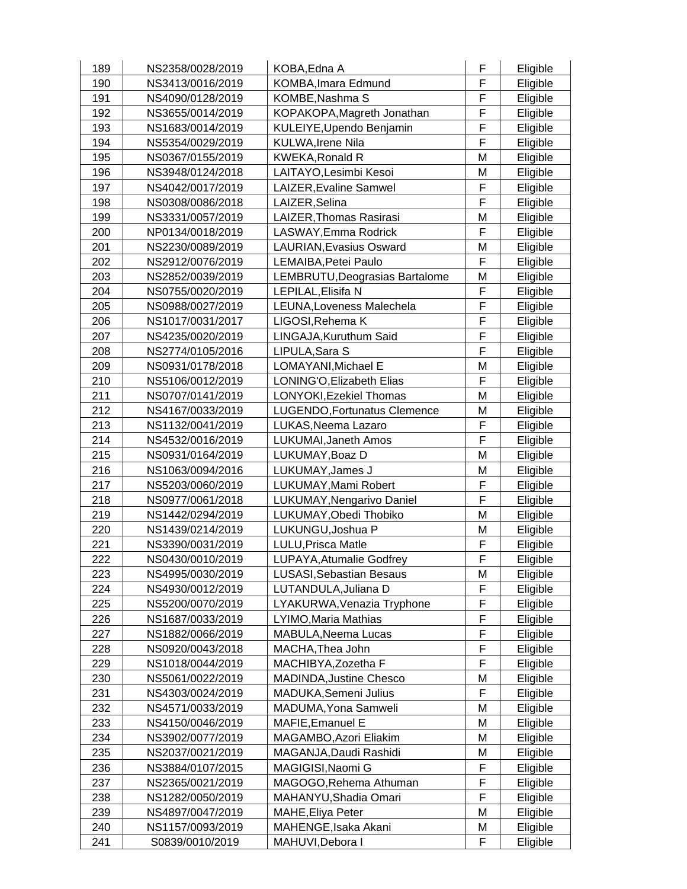| 189 | NS2358/0028/2019 | KOBA,Edna A | F | Eligible |
|---|---|---|---|---|
| 190 | NS3413/0016/2019 | KOMBA,Imara Edmund | F | Eligible |
| 191 | NS4090/0128/2019 | KOMBE,Nashma S | F | Eligible |
| 192 | NS3655/0014/2019 | KOPAKOPA,Magreth Jonathan | F | Eligible |
| 193 | NS1683/0014/2019 | KULEIYE,Upendo Benjamin | F | Eligible |
| 194 | NS5354/0029/2019 | KULWA,Irene Nila | F | Eligible |
| 195 | NS0367/0155/2019 | KWEKA,Ronald R | M | Eligible |
| 196 | NS3948/0124/2018 | LAITAYO,Lesimbi Kesoi | M | Eligible |
| 197 | NS4042/0017/2019 | LAIZER,Evaline Samwel | F | Eligible |
| 198 | NS0308/0086/2018 | LAIZER,Selina | F | Eligible |
| 199 | NS3331/0057/2019 | LAIZER,Thomas Rasirasi | M | Eligible |
| 200 | NP0134/0018/2019 | LASWAY,Emma Rodrick | F | Eligible |
| 201 | NS2230/0089/2019 | LAURIAN,Evasius Osward | M | Eligible |
| 202 | NS2912/0076/2019 | LEMAIBA,Petei Paulo | F | Eligible |
| 203 | NS2852/0039/2019 | LEMBRUTU,Deograsias Bartalome | M | Eligible |
| 204 | NS0755/0020/2019 | LEPILAL,Elisifa N | F | Eligible |
| 205 | NS0988/0027/2019 | LEUNA,Loveness Malechela | F | Eligible |
| 206 | NS1017/0031/2017 | LIGOSI,Rehema K | F | Eligible |
| 207 | NS4235/0020/2019 | LINGAJA,Kuruthum Said | F | Eligible |
| 208 | NS2774/0105/2016 | LIPULA,Sara S | F | Eligible |
| 209 | NS0931/0178/2018 | LOMAYANI,Michael E | M | Eligible |
| 210 | NS5106/0012/2019 | LONING'O,Elizabeth Elias | F | Eligible |
| 211 | NS0707/0141/2019 | LONYOKI,Ezekiel Thomas | M | Eligible |
| 212 | NS4167/0033/2019 | LUGENDO,Fortunatus Clemence | M | Eligible |
| 213 | NS1132/0041/2019 | LUKAS,Neema Lazaro | F | Eligible |
| 214 | NS4532/0016/2019 | LUKUMAI,Janeth Amos | F | Eligible |
| 215 | NS0931/0164/2019 | LUKUMAY,Boaz D | M | Eligible |
| 216 | NS1063/0094/2016 | LUKUMAY,James J | M | Eligible |
| 217 | NS5203/0060/2019 | LUKUMAY,Mami Robert | F | Eligible |
| 218 | NS0977/0061/2018 | LUKUMAY,Nengarivo Daniel | F | Eligible |
| 219 | NS1442/0294/2019 | LUKUMAY,Obedi Thobiko | M | Eligible |
| 220 | NS1439/0214/2019 | LUKUNGU,Joshua P | M | Eligible |
| 221 | NS3390/0031/2019 | LULU,Prisca Matle | F | Eligible |
| 222 | NS0430/0010/2019 | LUPAYA,Atumalie Godfrey | F | Eligible |
| 223 | NS4995/0030/2019 | LUSASI,Sebastian Besaus | M | Eligible |
| 224 | NS4930/0012/2019 | LUTANDULA,Juliana D | F | Eligible |
| 225 | NS5200/0070/2019 | LYAKURWA,Venazia Tryphone | F | Eligible |
| 226 | NS1687/0033/2019 | LYIMO,Maria Mathias | F | Eligible |
| 227 | NS1882/0066/2019 | MABULA,Neema Lucas | F | Eligible |
| 228 | NS0920/0043/2018 | MACHA,Thea John | F | Eligible |
| 229 | NS1018/0044/2019 | MACHIBYA,Zozetha F | F | Eligible |
| 230 | NS5061/0022/2019 | MADINDA,Justine Chesco | M | Eligible |
| 231 | NS4303/0024/2019 | MADUKA,Semeni Julius | F | Eligible |
| 232 | NS4571/0033/2019 | MADUMA,Yona Samweli | M | Eligible |
| 233 | NS4150/0046/2019 | MAFIE,Emanuel E | M | Eligible |
| 234 | NS3902/0077/2019 | MAGAMBO,Azori Eliakim | M | Eligible |
| 235 | NS2037/0021/2019 | MAGANJA,Daudi Rashidi | M | Eligible |
| 236 | NS3884/0107/2015 | MAGIGISI,Naomi G | F | Eligible |
| 237 | NS2365/0021/2019 | MAGOGO,Rehema Athuman | F | Eligible |
| 238 | NS1282/0050/2019 | MAHANYU,Shadia Omari | F | Eligible |
| 239 | NS4897/0047/2019 | MAHE,Eliya Peter | M | Eligible |
| 240 | NS1157/0093/2019 | MAHENGE,Isaka Akani | M | Eligible |
| 241 | S0839/0010/2019 | MAHUVI,Debora I | F | Eligible |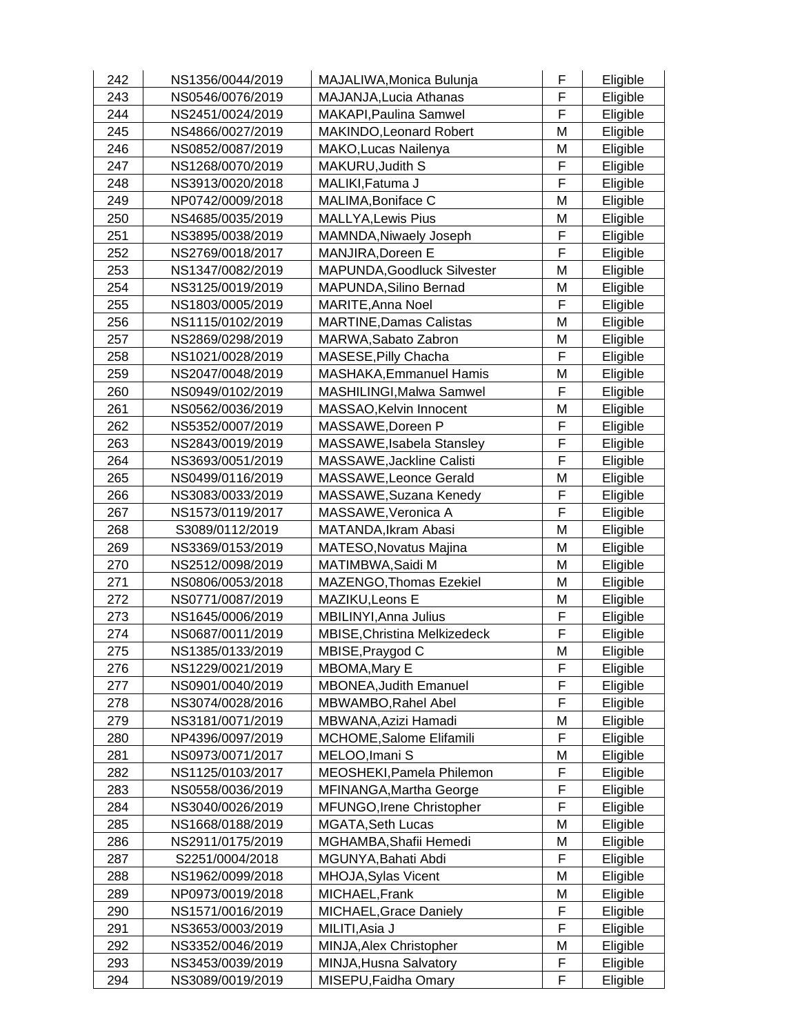| 242 | NS1356/0044/2019 | MAJALIWA,Monica Bulunja | F | Eligible |
|---|---|---|---|---|
| 243 | NS0546/0076/2019 | MAJANJA,Lucia Athanas | F | Eligible |
| 244 | NS2451/0024/2019 | MAKAPI,Paulina Samwel | F | Eligible |
| 245 | NS4866/0027/2019 | MAKINDO,Leonard Robert | M | Eligible |
| 246 | NS0852/0087/2019 | MAKO,Lucas Nailenya | M | Eligible |
| 247 | NS1268/0070/2019 | MAKURU,Judith S | F | Eligible |
| 248 | NS3913/0020/2018 | MALIKI,Fatuma J | F | Eligible |
| 249 | NP0742/0009/2018 | MALIMA,Boniface C | M | Eligible |
| 250 | NS4685/0035/2019 | MALLYA,Lewis Pius | M | Eligible |
| 251 | NS3895/0038/2019 | MAMNDA,Niwaely Joseph | F | Eligible |
| 252 | NS2769/0018/2017 | MANJIRA,Doreen E | F | Eligible |
| 253 | NS1347/0082/2019 | MAPUNDA,Goodluck Silvester | M | Eligible |
| 254 | NS3125/0019/2019 | MAPUNDA,Silino Bernad | M | Eligible |
| 255 | NS1803/0005/2019 | MARITE,Anna Noel | F | Eligible |
| 256 | NS1115/0102/2019 | MARTINE,Damas Calistas | M | Eligible |
| 257 | NS2869/0298/2019 | MARWA,Sabato Zabron | M | Eligible |
| 258 | NS1021/0028/2019 | MASESE,Pilly Chacha | F | Eligible |
| 259 | NS2047/0048/2019 | MASHAKA,Emmanuel Hamis | M | Eligible |
| 260 | NS0949/0102/2019 | MASHILINGI,Malwa Samwel | F | Eligible |
| 261 | NS0562/0036/2019 | MASSAO,Kelvin Innocent | M | Eligible |
| 262 | NS5352/0007/2019 | MASSAWE,Doreen P | F | Eligible |
| 263 | NS2843/0019/2019 | MASSAWE,Isabela Stansley | F | Eligible |
| 264 | NS3693/0051/2019 | MASSAWE,Jackline Calisti | F | Eligible |
| 265 | NS0499/0116/2019 | MASSAWE,Leonce Gerald | M | Eligible |
| 266 | NS3083/0033/2019 | MASSAWE,Suzana Kenedy | F | Eligible |
| 267 | NS1573/0119/2017 | MASSAWE,Veronica A | F | Eligible |
| 268 | S3089/0112/2019 | MATANDA,Ikram Abasi | M | Eligible |
| 269 | NS3369/0153/2019 | MATESO,Novatus Majina | M | Eligible |
| 270 | NS2512/0098/2019 | MATIMBWA,Saidi M | M | Eligible |
| 271 | NS0806/0053/2018 | MAZENGO,Thomas Ezekiel | M | Eligible |
| 272 | NS0771/0087/2019 | MAZIKU,Leons E | M | Eligible |
| 273 | NS1645/0006/2019 | MBILINYI,Anna Julius | F | Eligible |
| 274 | NS0687/0011/2019 | MBISE,Christina Melkizedeck | F | Eligible |
| 275 | NS1385/0133/2019 | MBISE,Praygod C | M | Eligible |
| 276 | NS1229/0021/2019 | MBOMA,Mary E | F | Eligible |
| 277 | NS0901/0040/2019 | MBONEA,Judith Emanuel | F | Eligible |
| 278 | NS3074/0028/2016 | MBWAMBO,Rahel Abel | F | Eligible |
| 279 | NS3181/0071/2019 | MBWANA,Azizi Hamadi | M | Eligible |
| 280 | NP4396/0097/2019 | MCHOME,Salome Elifamili | F | Eligible |
| 281 | NS0973/0071/2017 | MELOO,Imani S | M | Eligible |
| 282 | NS1125/0103/2017 | MEOSHEKI,Pamela Philemon | F | Eligible |
| 283 | NS0558/0036/2019 | MFINANGA,Martha George | F | Eligible |
| 284 | NS3040/0026/2019 | MFUNGO,Irene Christopher | F | Eligible |
| 285 | NS1668/0188/2019 | MGATA,Seth Lucas | M | Eligible |
| 286 | NS2911/0175/2019 | MGHAMBA,Shafii Hemedi | M | Eligible |
| 287 | S2251/0004/2018 | MGUNYA,Bahati Abdi | F | Eligible |
| 288 | NS1962/0099/2018 | MHOJA,Sylas Vicent | M | Eligible |
| 289 | NP0973/0019/2018 | MICHAEL,Frank | M | Eligible |
| 290 | NS1571/0016/2019 | MICHAEL,Grace Daniely | F | Eligible |
| 291 | NS3653/0003/2019 | MILITI,Asia J | F | Eligible |
| 292 | NS3352/0046/2019 | MINJA,Alex Christopher | M | Eligible |
| 293 | NS3453/0039/2019 | MINJA,Husna Salvatory | F | Eligible |
| 294 | NS3089/0019/2019 | MISEPU,Faidha Omary | F | Eligible |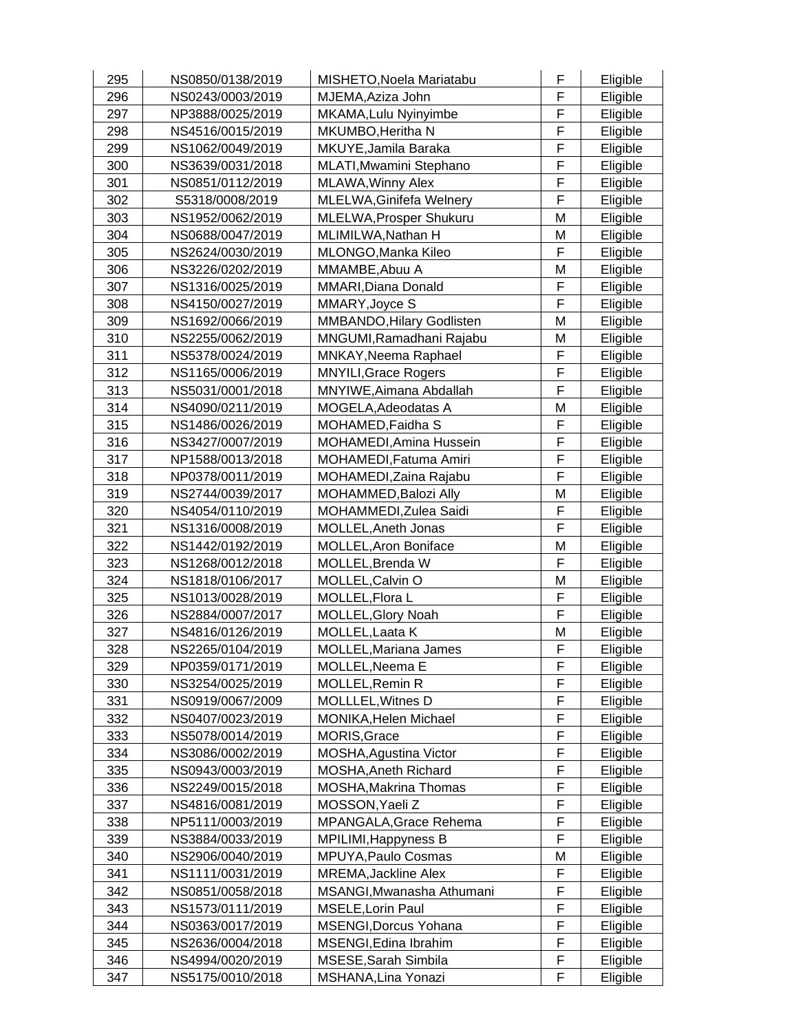| 295 | NS0850/0138/2019 | MISHETO,Noela Mariatabu | F | Eligible |
|---|---|---|---|---|
| 296 | NS0243/0003/2019 | MJEMA,Aziza John | F | Eligible |
| 297 | NP3888/0025/2019 | MKAMA,Lulu Nyinyimbe | F | Eligible |
| 298 | NS4516/0015/2019 | MKUMBO,Heritha N | F | Eligible |
| 299 | NS1062/0049/2019 | MKUYE,Jamila Baraka | F | Eligible |
| 300 | NS3639/0031/2018 | MLATI,Mwamini Stephano | F | Eligible |
| 301 | NS0851/0112/2019 | MLAWA,Winny Alex | F | Eligible |
| 302 | S5318/0008/2019 | MLELWA,Ginifefa Welnery | F | Eligible |
| 303 | NS1952/0062/2019 | MLELWA,Prosper Shukuru | M | Eligible |
| 304 | NS0688/0047/2019 | MLIMILWA,Nathan H | M | Eligible |
| 305 | NS2624/0030/2019 | MLONGO,Manka Kileo | F | Eligible |
| 306 | NS3226/0202/2019 | MMAMBE,Abuu A | M | Eligible |
| 307 | NS1316/0025/2019 | MMARI,Diana Donald | F | Eligible |
| 308 | NS4150/0027/2019 | MMARY,Joyce S | F | Eligible |
| 309 | NS1692/0066/2019 | MMBANDO,Hilary Godlisten | M | Eligible |
| 310 | NS2255/0062/2019 | MNGUMI,Ramadhani Rajabu | M | Eligible |
| 311 | NS5378/0024/2019 | MNKAY,Neema Raphael | F | Eligible |
| 312 | NS1165/0006/2019 | MNYILI,Grace Rogers | F | Eligible |
| 313 | NS5031/0001/2018 | MNYIWE,Aimana Abdallah | F | Eligible |
| 314 | NS4090/0211/2019 | MOGELA,Adeodatas A | M | Eligible |
| 315 | NS1486/0026/2019 | MOHAMED,Faidha S | F | Eligible |
| 316 | NS3427/0007/2019 | MOHAMEDI,Amina Hussein | F | Eligible |
| 317 | NP1588/0013/2018 | MOHAMEDI,Fatuma Amiri | F | Eligible |
| 318 | NP0378/0011/2019 | MOHAMEDI,Zaina Rajabu | F | Eligible |
| 319 | NS2744/0039/2017 | MOHAMMED,Balozi Ally | M | Eligible |
| 320 | NS4054/0110/2019 | MOHAMMEDI,Zulea Saidi | F | Eligible |
| 321 | NS1316/0008/2019 | MOLLEL,Aneth Jonas | F | Eligible |
| 322 | NS1442/0192/2019 | MOLLEL,Aron Boniface | M | Eligible |
| 323 | NS1268/0012/2018 | MOLLEL,Brenda W | F | Eligible |
| 324 | NS1818/0106/2017 | MOLLEL,Calvin O | M | Eligible |
| 325 | NS1013/0028/2019 | MOLLEL,Flora L | F | Eligible |
| 326 | NS2884/0007/2017 | MOLLEL,Glory Noah | F | Eligible |
| 327 | NS4816/0126/2019 | MOLLEL,Laata K | M | Eligible |
| 328 | NS2265/0104/2019 | MOLLEL,Mariana James | F | Eligible |
| 329 | NP0359/0171/2019 | MOLLEL,Neema E | F | Eligible |
| 330 | NS3254/0025/2019 | MOLLEL,Remin R | F | Eligible |
| 331 | NS0919/0067/2009 | MOLLLEL,Witnes D | F | Eligible |
| 332 | NS0407/0023/2019 | MONIKA,Helen Michael | F | Eligible |
| 333 | NS5078/0014/2019 | MORIS,Grace | F | Eligible |
| 334 | NS3086/0002/2019 | MOSHA,Agustina Victor | F | Eligible |
| 335 | NS0943/0003/2019 | MOSHA,Aneth Richard | F | Eligible |
| 336 | NS2249/0015/2018 | MOSHA,Makrina Thomas | F | Eligible |
| 337 | NS4816/0081/2019 | MOSSON,Yaeli Z | F | Eligible |
| 338 | NP5111/0003/2019 | MPANGALA,Grace Rehema | F | Eligible |
| 339 | NS3884/0033/2019 | MPILIMI,Happyness B | F | Eligible |
| 340 | NS2906/0040/2019 | MPUYA,Paulo Cosmas | M | Eligible |
| 341 | NS1111/0031/2019 | MREMA,Jackline Alex | F | Eligible |
| 342 | NS0851/0058/2018 | MSANGI,Mwanasha Athumani | F | Eligible |
| 343 | NS1573/0111/2019 | MSELE,Lorin Paul | F | Eligible |
| 344 | NS0363/0017/2019 | MSENGI,Dorcus Yohana | F | Eligible |
| 345 | NS2636/0004/2018 | MSENGI,Edina Ibrahim | F | Eligible |
| 346 | NS4994/0020/2019 | MSESE,Sarah Simbila | F | Eligible |
| 347 | NS5175/0010/2018 | MSHANA,Lina Yonazi | F | Eligible |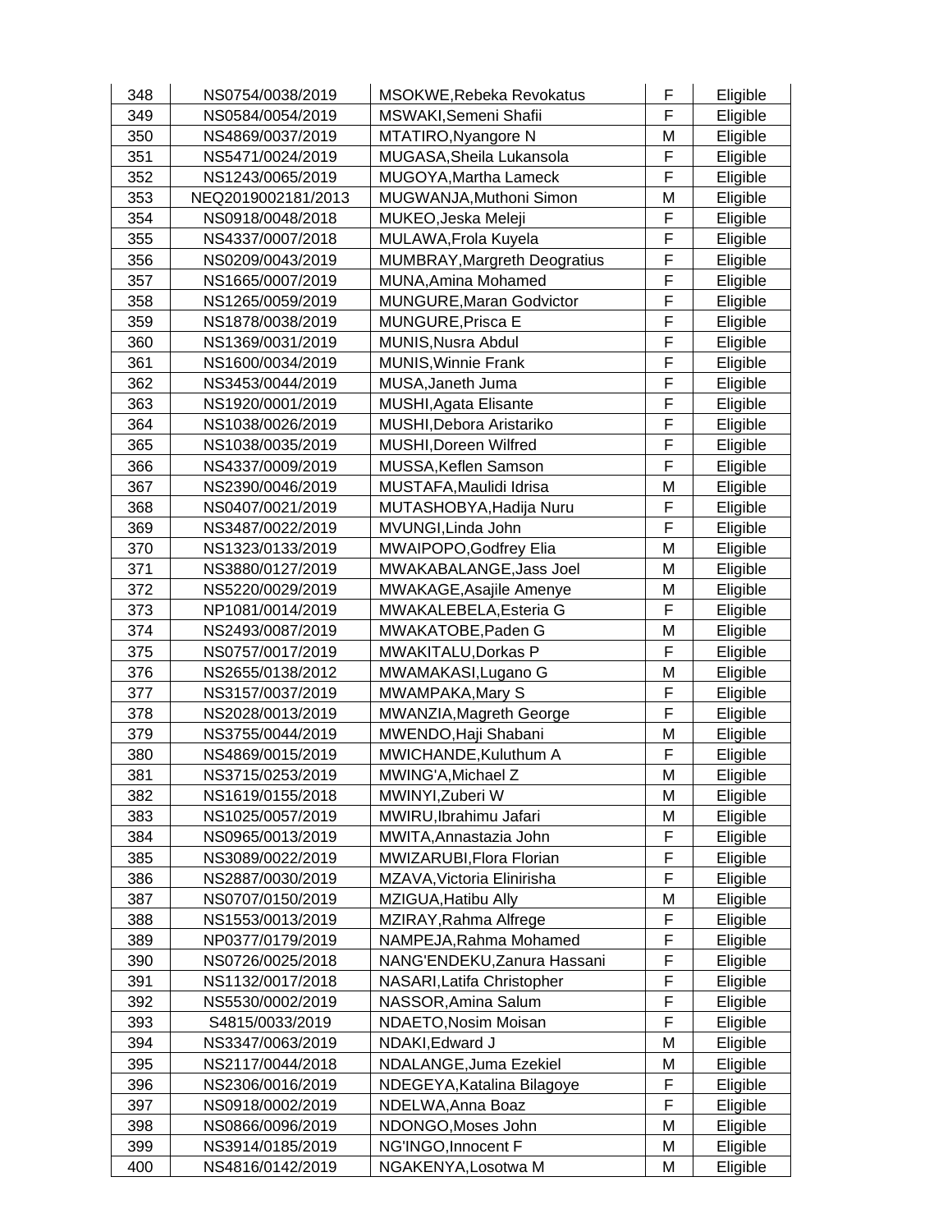| 348 | NS0754/0038/2019 | MSOKWE,Rebeka Revokatus | F | Eligible |
|---|---|---|---|---|
| 349 | NS0584/0054/2019 | MSWAKI,Semeni Shafii | F | Eligible |
| 350 | NS4869/0037/2019 | MTATIRO,Nyangore N | M | Eligible |
| 351 | NS5471/0024/2019 | MUGASA,Sheila Lukansola | F | Eligible |
| 352 | NS1243/0065/2019 | MUGOYA,Martha Lameck | F | Eligible |
| 353 | NEQ2019002181/2013 | MUGWANJA,Muthoni Simon | M | Eligible |
| 354 | NS0918/0048/2018 | MUKEO,Jeska Meleji | F | Eligible |
| 355 | NS4337/0007/2018 | MULAWA,Frola Kuyela | F | Eligible |
| 356 | NS0209/0043/2019 | MUMBRAY,Margreth Deogratius | F | Eligible |
| 357 | NS1665/0007/2019 | MUNA,Amina Mohamed | F | Eligible |
| 358 | NS1265/0059/2019 | MUNGURE,Maran Godvictor | F | Eligible |
| 359 | NS1878/0038/2019 | MUNGURE,Prisca E | F | Eligible |
| 360 | NS1369/0031/2019 | MUNIS,Nusra Abdul | F | Eligible |
| 361 | NS1600/0034/2019 | MUNIS,Winnie Frank | F | Eligible |
| 362 | NS3453/0044/2019 | MUSA,Janeth Juma | F | Eligible |
| 363 | NS1920/0001/2019 | MUSHI,Agata Elisante | F | Eligible |
| 364 | NS1038/0026/2019 | MUSHI,Debora Aristariko | F | Eligible |
| 365 | NS1038/0035/2019 | MUSHI,Doreen Wilfred | F | Eligible |
| 366 | NS4337/0009/2019 | MUSSA,Keflen Samson | F | Eligible |
| 367 | NS2390/0046/2019 | MUSTAFA,Maulidi Idrisa | M | Eligible |
| 368 | NS0407/0021/2019 | MUTASHOBYA,Hadija Nuru | F | Eligible |
| 369 | NS3487/0022/2019 | MVUNGI,Linda John | F | Eligible |
| 370 | NS1323/0133/2019 | MWAIPOPO,Godfrey Elia | M | Eligible |
| 371 | NS3880/0127/2019 | MWAKABALANGE,Jass Joel | M | Eligible |
| 372 | NS5220/0029/2019 | MWAKAGE,Asajile Amenye | M | Eligible |
| 373 | NP1081/0014/2019 | MWAKALEBELA,Esteria G | F | Eligible |
| 374 | NS2493/0087/2019 | MWAKATOBE,Paden G | M | Eligible |
| 375 | NS0757/0017/2019 | MWAKITALU,Dorkas P | F | Eligible |
| 376 | NS2655/0138/2012 | MWAMAKASI,Lugano G | M | Eligible |
| 377 | NS3157/0037/2019 | MWAMPAKA,Mary S | F | Eligible |
| 378 | NS2028/0013/2019 | MWANZIA,Magreth George | F | Eligible |
| 379 | NS3755/0044/2019 | MWENDO,Haji Shabani | M | Eligible |
| 380 | NS4869/0015/2019 | MWICHANDE,Kuluthum A | F | Eligible |
| 381 | NS3715/0253/2019 | MWING'A,Michael Z | M | Eligible |
| 382 | NS1619/0155/2018 | MWINYI,Zuberi W | M | Eligible |
| 383 | NS1025/0057/2019 | MWIRU,Ibrahimu Jafari | M | Eligible |
| 384 | NS0965/0013/2019 | MWITA,Annastazia John | F | Eligible |
| 385 | NS3089/0022/2019 | MWIZARUBI,Flora Florian | F | Eligible |
| 386 | NS2887/0030/2019 | MZAVA,Victoria Elinirisha | F | Eligible |
| 387 | NS0707/0150/2019 | MZIGUA,Hatibu Ally | M | Eligible |
| 388 | NS1553/0013/2019 | MZIRAY,Rahma Alfrege | F | Eligible |
| 389 | NP0377/0179/2019 | NAMPEJA,Rahma Mohamed | F | Eligible |
| 390 | NS0726/0025/2018 | NANG'ENDEKU,Zanura Hassani | F | Eligible |
| 391 | NS1132/0017/2018 | NASARI,Latifa Christopher | F | Eligible |
| 392 | NS5530/0002/2019 | NASSOR,Amina Salum | F | Eligible |
| 393 | S4815/0033/2019 | NDAETO,Nosim Moisan | F | Eligible |
| 394 | NS3347/0063/2019 | NDAKI,Edward J | M | Eligible |
| 395 | NS2117/0044/2018 | NDALANGE,Juma Ezekiel | M | Eligible |
| 396 | NS2306/0016/2019 | NDEGEYA,Katalina Bilagoye | F | Eligible |
| 397 | NS0918/0002/2019 | NDELWA,Anna Boaz | F | Eligible |
| 398 | NS0866/0096/2019 | NDONGO,Moses John | M | Eligible |
| 399 | NS3914/0185/2019 | NG'INGO,Innocent F | M | Eligible |
| 400 | NS4816/0142/2019 | NGAKENYA,Losotwa M | M | Eligible |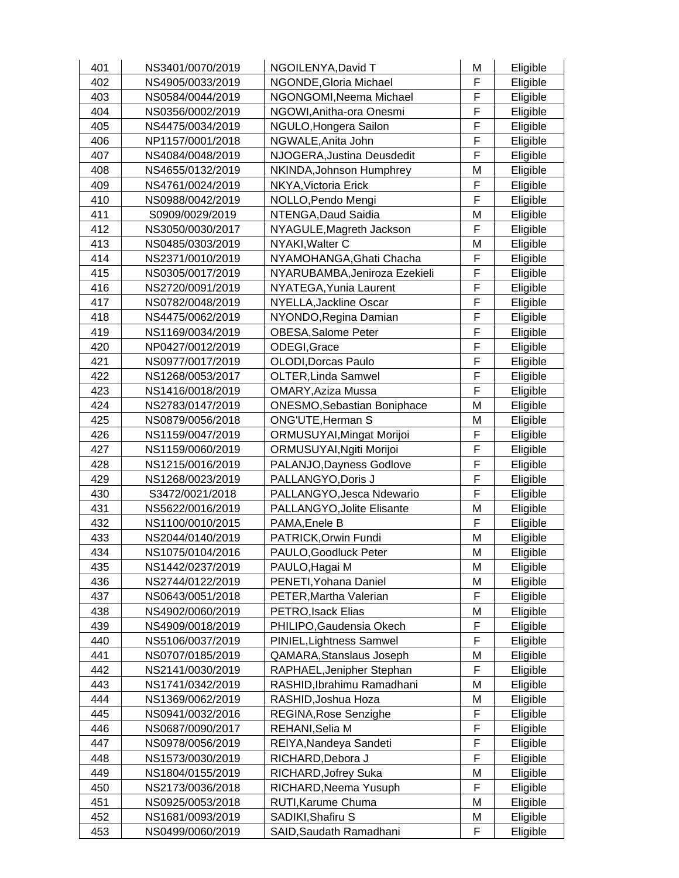| | | | | |
|---|---|---|---|---|
| 401 | NS3401/0070/2019 | NGOILENYA,David T | M | Eligible |
| 402 | NS4905/0033/2019 | NGONDE,Gloria Michael | F | Eligible |
| 403 | NS0584/0044/2019 | NGONGOMI,Neema Michael | F | Eligible |
| 404 | NS0356/0002/2019 | NGOWI,Anitha-ora Onesmi | F | Eligible |
| 405 | NS4475/0034/2019 | NGULO,Hongera Sailon | F | Eligible |
| 406 | NP1157/0001/2018 | NGWALE,Anita John | F | Eligible |
| 407 | NS4084/0048/2019 | NJOGERA,Justina Deusdedit | F | Eligible |
| 408 | NS4655/0132/2019 | NKINDA,Johnson Humphrey | M | Eligible |
| 409 | NS4761/0024/2019 | NKYA,Victoria Erick | F | Eligible |
| 410 | NS0988/0042/2019 | NOLLO,Pendo Mengi | F | Eligible |
| 411 | S0909/0029/2019 | NTENGA,Daud Saidia | M | Eligible |
| 412 | NS3050/0030/2017 | NYAGULE,Magreth Jackson | F | Eligible |
| 413 | NS0485/0303/2019 | NYAKI,Walter C | M | Eligible |
| 414 | NS2371/0010/2019 | NYAMOHANGA,Ghati Chacha | F | Eligible |
| 415 | NS0305/0017/2019 | NYARUBAMBA,Jeniroza Ezekieli | F | Eligible |
| 416 | NS2720/0091/2019 | NYATEGA,Yunia Laurent | F | Eligible |
| 417 | NS0782/0048/2019 | NYELLA,Jackline Oscar | F | Eligible |
| 418 | NS4475/0062/2019 | NYONDO,Regina Damian | F | Eligible |
| 419 | NS1169/0034/2019 | OBESA,Salome Peter | F | Eligible |
| 420 | NP0427/0012/2019 | ODEGI,Grace | F | Eligible |
| 421 | NS0977/0017/2019 | OLODI,Dorcas Paulo | F | Eligible |
| 422 | NS1268/0053/2017 | OLTER,Linda Samwel | F | Eligible |
| 423 | NS1416/0018/2019 | OMARY,Aziza Mussa | F | Eligible |
| 424 | NS2783/0147/2019 | ONESMO,Sebastian Boniphace | M | Eligible |
| 425 | NS0879/0056/2018 | ONG'UTE,Herman S | M | Eligible |
| 426 | NS1159/0047/2019 | ORMUSUYAI,Mingat Morijoi | F | Eligible |
| 427 | NS1159/0060/2019 | ORMUSUYAI,Ngiti Morijoi | F | Eligible |
| 428 | NS1215/0016/2019 | PALANJO,Dayness Godlove | F | Eligible |
| 429 | NS1268/0023/2019 | PALLANGYO,Doris J | F | Eligible |
| 430 | S3472/0021/2018 | PALLANGYO,Jesca Ndewario | F | Eligible |
| 431 | NS5622/0016/2019 | PALLANGYO,Jolite Elisante | M | Eligible |
| 432 | NS1100/0010/2015 | PAMA,Enele B | F | Eligible |
| 433 | NS2044/0140/2019 | PATRICK,Orwin Fundi | M | Eligible |
| 434 | NS1075/0104/2016 | PAULO,Goodluck Peter | M | Eligible |
| 435 | NS1442/0237/2019 | PAULO,Hagai M | M | Eligible |
| 436 | NS2744/0122/2019 | PENETI,Yohana Daniel | M | Eligible |
| 437 | NS0643/0051/2018 | PETER,Martha Valerian | F | Eligible |
| 438 | NS4902/0060/2019 | PETRO,Isack Elias | M | Eligible |
| 439 | NS4909/0018/2019 | PHILIPO,Gaudensia Okech | F | Eligible |
| 440 | NS5106/0037/2019 | PINIEL,Lightness Samwel | F | Eligible |
| 441 | NS0707/0185/2019 | QAMARA,Stanslaus Joseph | M | Eligible |
| 442 | NS2141/0030/2019 | RAPHAEL,Jenipher Stephan | F | Eligible |
| 443 | NS1741/0342/2019 | RASHID,Ibrahimu Ramadhani | M | Eligible |
| 444 | NS1369/0062/2019 | RASHID,Joshua Hoza | M | Eligible |
| 445 | NS0941/0032/2016 | REGINA,Rose Senzighe | F | Eligible |
| 446 | NS0687/0090/2017 | REHANI,Selia M | F | Eligible |
| 447 | NS0978/0056/2019 | REIYA,Nandeya Sandeti | F | Eligible |
| 448 | NS1573/0030/2019 | RICHARD,Debora J | F | Eligible |
| 449 | NS1804/0155/2019 | RICHARD,Jofrey Suka | M | Eligible |
| 450 | NS2173/0036/2018 | RICHARD,Neema Yusuph | F | Eligible |
| 451 | NS0925/0053/2018 | RUTI,Karume Chuma | M | Eligible |
| 452 | NS1681/0093/2019 | SADIKI,Shafiru S | M | Eligible |
| 453 | NS0499/0060/2019 | SAID,Saudath Ramadhani | F | Eligible |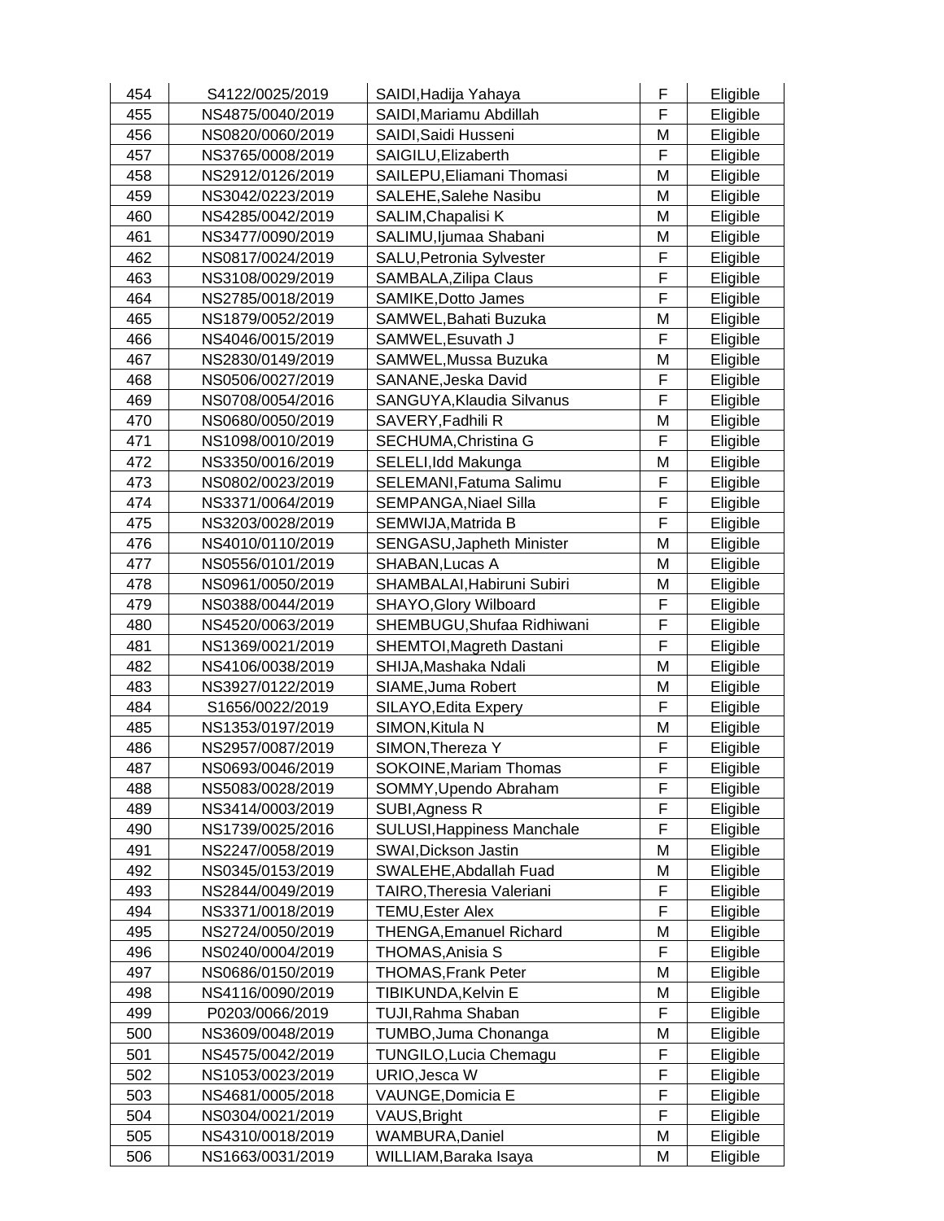| | | | | |
|---|---|---|---|---|
| 454 | S4122/0025/2019 | SAIDI,Hadija Yahaya | F | Eligible |
| 455 | NS4875/0040/2019 | SAIDI,Mariamu Abdillah | F | Eligible |
| 456 | NS0820/0060/2019 | SAIDI,Saidi Husseni | M | Eligible |
| 457 | NS3765/0008/2019 | SAIGILU,Elizaberth | F | Eligible |
| 458 | NS2912/0126/2019 | SAILEPU,Eliamani Thomasi | M | Eligible |
| 459 | NS3042/0223/2019 | SALEHE,Salehe Nasibu | M | Eligible |
| 460 | NS4285/0042/2019 | SALIM,Chapalisi K | M | Eligible |
| 461 | NS3477/0090/2019 | SALIMU,Ijumaa Shabani | M | Eligible |
| 462 | NS0817/0024/2019 | SALU,Petronia Sylvester | F | Eligible |
| 463 | NS3108/0029/2019 | SAMBALA,Zilipa Claus | F | Eligible |
| 464 | NS2785/0018/2019 | SAMIKE,Dotto James | F | Eligible |
| 465 | NS1879/0052/2019 | SAMWEL,Bahati Buzuka | M | Eligible |
| 466 | NS4046/0015/2019 | SAMWEL,Esuvath J | F | Eligible |
| 467 | NS2830/0149/2019 | SAMWEL,Mussa Buzuka | M | Eligible |
| 468 | NS0506/0027/2019 | SANANE,Jeska David | F | Eligible |
| 469 | NS0708/0054/2016 | SANGUYA,Klaudia Silvanus | F | Eligible |
| 470 | NS0680/0050/2019 | SAVERY,Fadhili R | M | Eligible |
| 471 | NS1098/0010/2019 | SECHUMA,Christina G | F | Eligible |
| 472 | NS3350/0016/2019 | SELELI,Idd Makunga | M | Eligible |
| 473 | NS0802/0023/2019 | SELEMANI,Fatuma Salimu | F | Eligible |
| 474 | NS3371/0064/2019 | SEMPANGA,Niael Silla | F | Eligible |
| 475 | NS3203/0028/2019 | SEMWIJA,Matrida B | F | Eligible |
| 476 | NS4010/0110/2019 | SENGASU,Japheth Minister | M | Eligible |
| 477 | NS0556/0101/2019 | SHABAN,Lucas A | M | Eligible |
| 478 | NS0961/0050/2019 | SHAMBALAI,Habiruni Subiri | M | Eligible |
| 479 | NS0388/0044/2019 | SHAYO,Glory Wilboard | F | Eligible |
| 480 | NS4520/0063/2019 | SHEMBUGU,Shufaa Ridhiwani | F | Eligible |
| 481 | NS1369/0021/2019 | SHEMTOI,Magreth Dastani | F | Eligible |
| 482 | NS4106/0038/2019 | SHIJA,Mashaka Ndali | M | Eligible |
| 483 | NS3927/0122/2019 | SIAME,Juma Robert | M | Eligible |
| 484 | S1656/0022/2019 | SILAYO,Edita Expery | F | Eligible |
| 485 | NS1353/0197/2019 | SIMON,Kitula N | M | Eligible |
| 486 | NS2957/0087/2019 | SIMON,Thereza Y | F | Eligible |
| 487 | NS0693/0046/2019 | SOKOINE,Mariam Thomas | F | Eligible |
| 488 | NS5083/0028/2019 | SOMMY,Upendo Abraham | F | Eligible |
| 489 | NS3414/0003/2019 | SUBI,Agness R | F | Eligible |
| 490 | NS1739/0025/2016 | SULUSI,Happiness Manchale | F | Eligible |
| 491 | NS2247/0058/2019 | SWAI,Dickson Jastin | M | Eligible |
| 492 | NS0345/0153/2019 | SWALEHE,Abdallah Fuad | M | Eligible |
| 493 | NS2844/0049/2019 | TAIRO,Theresia Valeriani | F | Eligible |
| 494 | NS3371/0018/2019 | TEMU,Ester Alex | F | Eligible |
| 495 | NS2724/0050/2019 | THENGA,Emanuel Richard | M | Eligible |
| 496 | NS0240/0004/2019 | THOMAS,Anisia S | F | Eligible |
| 497 | NS0686/0150/2019 | THOMAS,Frank Peter | M | Eligible |
| 498 | NS4116/0090/2019 | TIBIKUNDA,Kelvin E | M | Eligible |
| 499 | P0203/0066/2019 | TUJI,Rahma Shaban | F | Eligible |
| 500 | NS3609/0048/2019 | TUMBO,Juma Chonanga | M | Eligible |
| 501 | NS4575/0042/2019 | TUNGILO,Lucia Chemagu | F | Eligible |
| 502 | NS1053/0023/2019 | URIO,Jesca W | F | Eligible |
| 503 | NS4681/0005/2018 | VAUNGE,Domicia E | F | Eligible |
| 504 | NS0304/0021/2019 | VAUS,Bright | F | Eligible |
| 505 | NS4310/0018/2019 | WAMBURA,Daniel | M | Eligible |
| 506 | NS1663/0031/2019 | WILLIAM,Baraka Isaya | M | Eligible |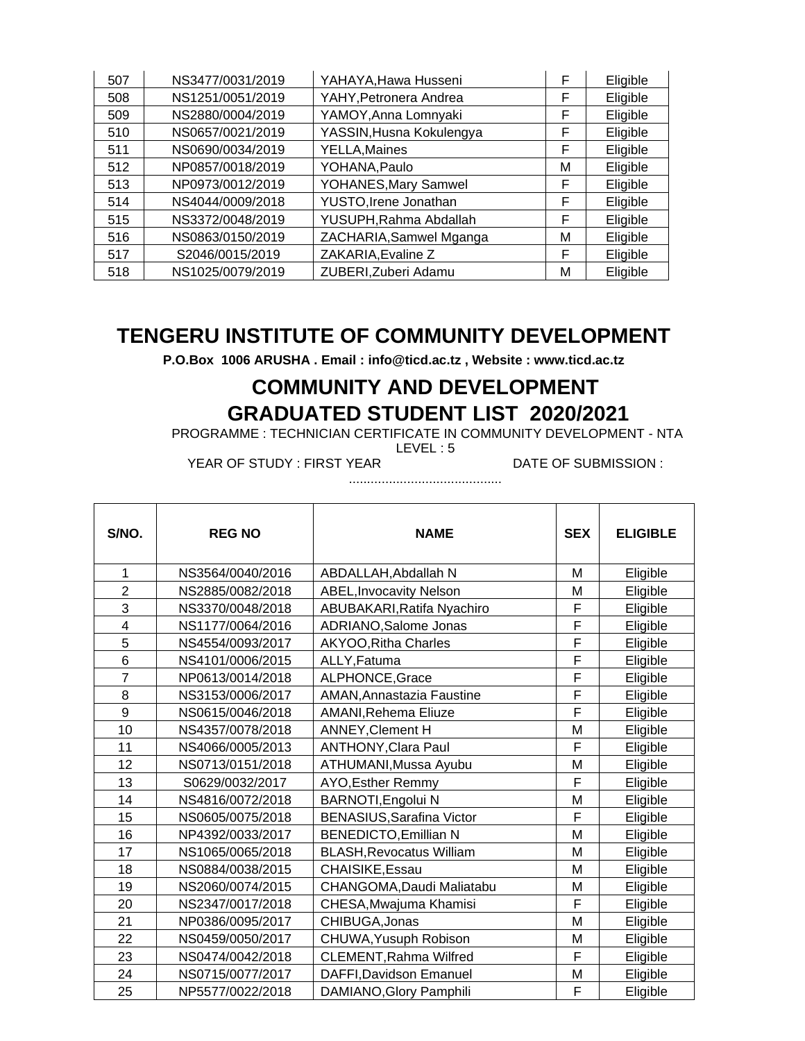| 507 | NS3477/0031/2019 | YAHAYA,Hawa Husseni | F | Eligible |
|---|---|---|---|---|
| 508 | NS1251/0051/2019 | YAHY,Petronera Andrea | F | Eligible |
| 509 | NS2880/0004/2019 | YAMOY,Anna Lomnyaki | F | Eligible |
| 510 | NS0657/0021/2019 | YASSIN,Husna Kokulengya | F | Eligible |
| 511 | NS0690/0034/2019 | YELLA,Maines | F | Eligible |
| 512 | NP0857/0018/2019 | YOHANA,Paulo | M | Eligible |
| 513 | NP0973/0012/2019 | YOHANES,Mary Samwel | F | Eligible |
| 514 | NS4044/0009/2018 | YUSTO,Irene Jonathan | F | Eligible |
| 515 | NS3372/0048/2019 | YUSUPH,Rahma Abdallah | F | Eligible |
| 516 | NS0863/0150/2019 | ZACHARIA,Samwel Mganga | M | Eligible |
| 517 | S2046/0015/2019 | ZAKARIA,Evaline Z | F | Eligible |
| 518 | NS1025/0079/2019 | ZUBERI,Zuberi Adamu | M | Eligible |

# TENGERU INSTITUTE OF COMMUNITY DEVELOPMENT

**P.O.Box 1006 ARUSHA . Email : info@ticd.ac.tz , Website : www.ticd.ac.tz**

## COMMUNITY AND DEVELOPMENT GRADUATED STUDENT LIST 2020/2021

PROGRAMME : TECHNICIAN CERTIFICATE IN COMMUNITY DEVELOPMENT - NTA LEVEL : 5

YEAR OF STUDY : FIRST YEAR DATE OF SUBMISSION : ..........................................

| S/NO. | REG NO | NAME | SEX | ELIGIBLE |
|---|---|---|---|---|
| 1 | NS3564/0040/2016 | ABDALLAH,Abdallah N | M | Eligible |
| 2 | NS2885/0082/2018 | ABEL,Invocavity Nelson | M | Eligible |
| 3 | NS3370/0048/2018 | ABUBAKARI,Ratifa Nyachiro | F | Eligible |
| 4 | NS1177/0064/2016 | ADRIANO,Salome Jonas | F | Eligible |
| 5 | NS4554/0093/2017 | AKYOO,Ritha Charles | F | Eligible |
| 6 | NS4101/0006/2015 | ALLY,Fatuma | F | Eligible |
| 7 | NP0613/0014/2018 | ALPHONCE,Grace | F | Eligible |
| 8 | NS3153/0006/2017 | AMAN,Annastazia Faustine | F | Eligible |
| 9 | NS0615/0046/2018 | AMANI,Rehema Eliuze | F | Eligible |
| 10 | NS4357/0078/2018 | ANNEY,Clement H | M | Eligible |
| 11 | NS4066/0005/2013 | ANTHONY,Clara Paul | F | Eligible |
| 12 | NS0713/0151/2018 | ATHUMANI,Mussa Ayubu | M | Eligible |
| 13 | S0629/0032/2017 | AYO,Esther Remmy | F | Eligible |
| 14 | NS4816/0072/2018 | BARNOTI,Engolui N | M | Eligible |
| 15 | NS0605/0075/2018 | BENASIUS,Sarafina Victor | F | Eligible |
| 16 | NP4392/0033/2017 | BENEDICTO,Emillian N | M | Eligible |
| 17 | NS1065/0065/2018 | BLASH,Revocatus William | M | Eligible |
| 18 | NS0884/0038/2015 | CHAISIKE,Essau | M | Eligible |
| 19 | NS2060/0074/2015 | CHANGOMA,Daudi Maliatabu | M | Eligible |
| 20 | NS2347/0017/2018 | CHESA,Mwajuma Khamisi | F | Eligible |
| 21 | NP0386/0095/2017 | CHIBUGA,Jonas | M | Eligible |
| 22 | NS0459/0050/2017 | CHUWA,Yusuph Robison | M | Eligible |
| 23 | NS0474/0042/2018 | CLEMENT,Rahma Wilfred | F | Eligible |
| 24 | NS0715/0077/2017 | DAFFI,Davidson Emanuel | M | Eligible |
| 25 | NP5577/0022/2018 | DAMIANO,Glory Pamphili | F | Eligible |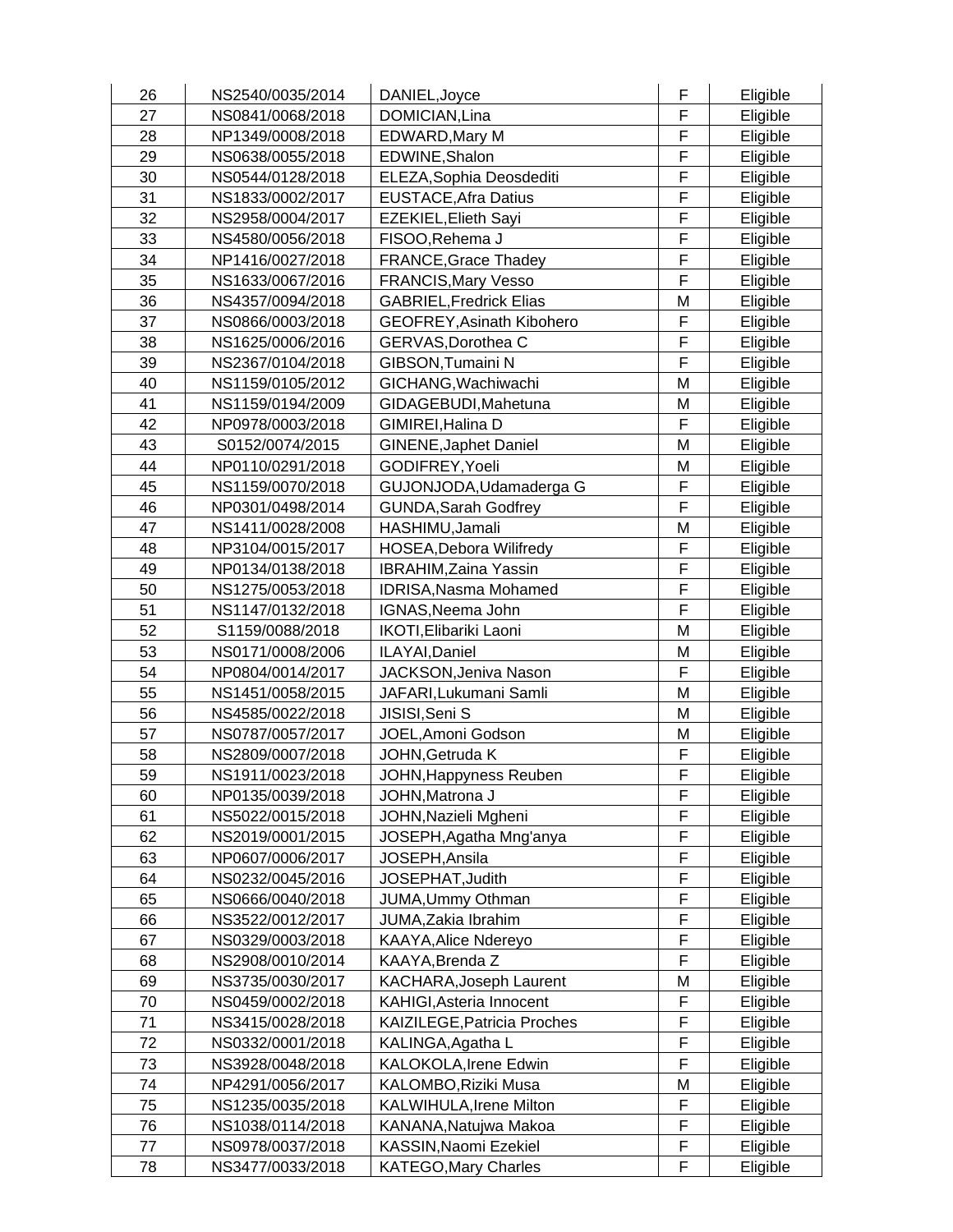| 26 | NS2540/0035/2014 | DANIEL,Joyce | F | Eligible |
|---|---|---|---|---|
| 27 | NS0841/0068/2018 | DOMICIAN,Lina | F | Eligible |
| 28 | NP1349/0008/2018 | EDWARD,Mary M | F | Eligible |
| 29 | NS0638/0055/2018 | EDWINE,Shalon | F | Eligible |
| 30 | NS0544/0128/2018 | ELEZA,Sophia Deosdediti | F | Eligible |
| 31 | NS1833/0002/2017 | EUSTACE,Afra Datius | F | Eligible |
| 32 | NS2958/0004/2017 | EZEKIEL,Elieth Sayi | F | Eligible |
| 33 | NS4580/0056/2018 | FISOO,Rehema J | F | Eligible |
| 34 | NP1416/0027/2018 | FRANCE,Grace Thadey | F | Eligible |
| 35 | NS1633/0067/2016 | FRANCIS,Mary Vesso | F | Eligible |
| 36 | NS4357/0094/2018 | GABRIEL,Fredrick Elias | M | Eligible |
| 37 | NS0866/0003/2018 | GEOFREY,Asinath Kibohero | F | Eligible |
| 38 | NS1625/0006/2016 | GERVAS,Dorothea C | F | Eligible |
| 39 | NS2367/0104/2018 | GIBSON,Tumaini N | F | Eligible |
| 40 | NS1159/0105/2012 | GICHANG,Wachiwachi | M | Eligible |
| 41 | NS1159/0194/2009 | GIDAGEBUDI,Mahetuna | M | Eligible |
| 42 | NP0978/0003/2018 | GIMIREI,Halina D | F | Eligible |
| 43 | S0152/0074/2015 | GINENE,Japhet Daniel | M | Eligible |
| 44 | NP0110/0291/2018 | GODIFREY,Yoeli | M | Eligible |
| 45 | NS1159/0070/2018 | GUJONJODA,Udamaderga G | F | Eligible |
| 46 | NP0301/0498/2014 | GUNDA,Sarah Godfrey | F | Eligible |
| 47 | NS1411/0028/2008 | HASHIMU,Jamali | M | Eligible |
| 48 | NP3104/0015/2017 | HOSEA,Debora Wilifredy | F | Eligible |
| 49 | NP0134/0138/2018 | IBRAHIM,Zaina Yassin | F | Eligible |
| 50 | NS1275/0053/2018 | IDRISA,Nasma Mohamed | F | Eligible |
| 51 | NS1147/0132/2018 | IGNAS,Neema John | F | Eligible |
| 52 | S1159/0088/2018 | IKOTI,Elibariki Laoni | M | Eligible |
| 53 | NS0171/0008/2006 | ILAYAI,Daniel | M | Eligible |
| 54 | NP0804/0014/2017 | JACKSON,Jeniva Nason | F | Eligible |
| 55 | NS1451/0058/2015 | JAFARI,Lukumani Samli | M | Eligible |
| 56 | NS4585/0022/2018 | JISISI,Seni S | M | Eligible |
| 57 | NS0787/0057/2017 | JOEL,Amoni Godson | M | Eligible |
| 58 | NS2809/0007/2018 | JOHN,Getruda K | F | Eligible |
| 59 | NS1911/0023/2018 | JOHN,Happyness Reuben | F | Eligible |
| 60 | NP0135/0039/2018 | JOHN,Matrona J | F | Eligible |
| 61 | NS5022/0015/2018 | JOHN,Nazieli Mgheni | F | Eligible |
| 62 | NS2019/0001/2015 | JOSEPH,Agatha Mng'anya | F | Eligible |
| 63 | NP0607/0006/2017 | JOSEPH,Ansila | F | Eligible |
| 64 | NS0232/0045/2016 | JOSEPHAT,Judith | F | Eligible |
| 65 | NS0666/0040/2018 | JUMA,Ummy Othman | F | Eligible |
| 66 | NS3522/0012/2017 | JUMA,Zakia Ibrahim | F | Eligible |
| 67 | NS0329/0003/2018 | KAAYA,Alice Ndereyo | F | Eligible |
| 68 | NS2908/0010/2014 | KAAYA,Brenda Z | F | Eligible |
| 69 | NS3735/0030/2017 | KACHARA,Joseph Laurent | M | Eligible |
| 70 | NS0459/0002/2018 | KAHIGI,Asteria Innocent | F | Eligible |
| 71 | NS3415/0028/2018 | KAIZILEGE,Patricia Proches | F | Eligible |
| 72 | NS0332/0001/2018 | KALINGA,Agatha L | F | Eligible |
| 73 | NS3928/0048/2018 | KALOKOLA,Irene Edwin | F | Eligible |
| 74 | NP4291/0056/2017 | KALOMBO,Riziki Musa | M | Eligible |
| 75 | NS1235/0035/2018 | KALWIHULA,Irene Milton | F | Eligible |
| 76 | NS1038/0114/2018 | KANANA,Natujwa Makoa | F | Eligible |
| 77 | NS0978/0037/2018 | KASSIN,Naomi Ezekiel | F | Eligible |
| 78 | NS3477/0033/2018 | KATEGO,Mary Charles | F | Eligible |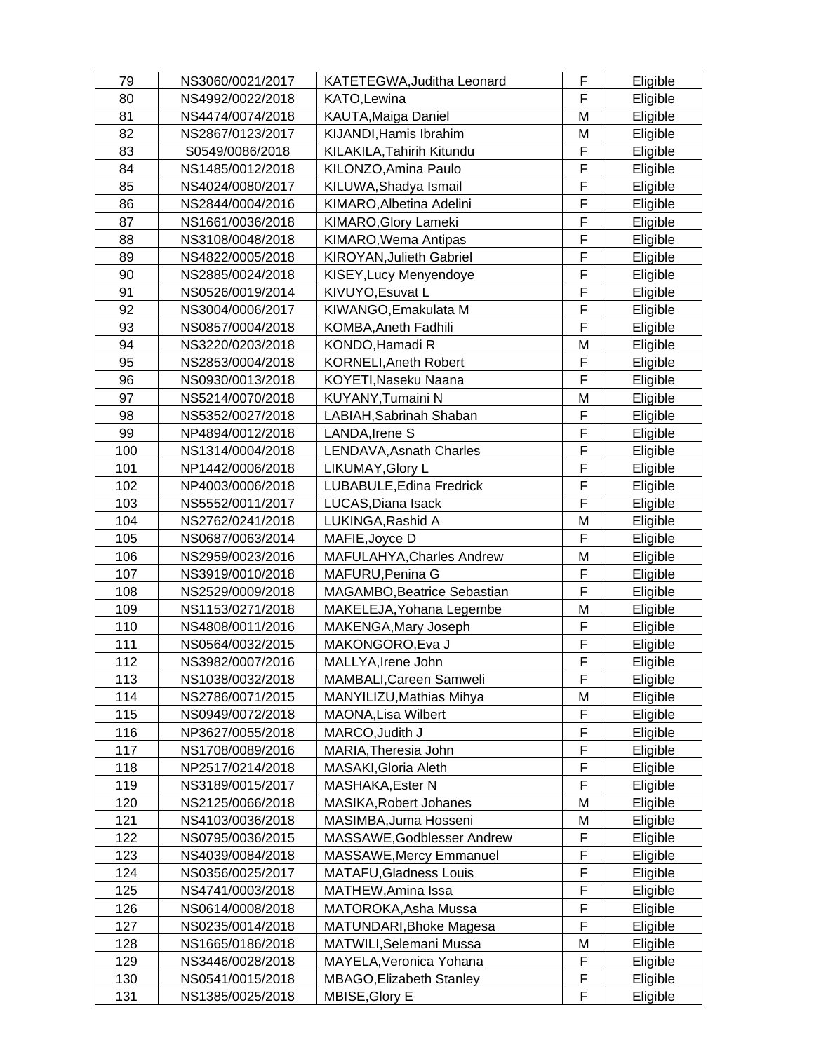| 79 | NS3060/0021/2017 | KATETEGWA,Juditha Leonard | F | Eligible |
|---|---|---|---|---|
| 80 | NS4992/0022/2018 | KATO,Lewina | F | Eligible |
| 81 | NS4474/0074/2018 | KAUTA,Maiga Daniel | M | Eligible |
| 82 | NS2867/0123/2017 | KIJANDI,Hamis Ibrahim | M | Eligible |
| 83 | S0549/0086/2018 | KILAKILA,Tahirih Kitundu | F | Eligible |
| 84 | NS1485/0012/2018 | KILONZO,Amina Paulo | F | Eligible |
| 85 | NS4024/0080/2017 | KILUWA,Shadya Ismail | F | Eligible |
| 86 | NS2844/0004/2016 | KIMARO,Albetina Adelini | F | Eligible |
| 87 | NS1661/0036/2018 | KIMARO,Glory Lameki | F | Eligible |
| 88 | NS3108/0048/2018 | KIMARO,Wema Antipas | F | Eligible |
| 89 | NS4822/0005/2018 | KIROYAN,Julieth Gabriel | F | Eligible |
| 90 | NS2885/0024/2018 | KISEY,Lucy Menyendoye | F | Eligible |
| 91 | NS0526/0019/2014 | KIVUYO,Esuvat L | F | Eligible |
| 92 | NS3004/0006/2017 | KIWANGO,Emakulata M | F | Eligible |
| 93 | NS0857/0004/2018 | KOMBA,Aneth Fadhili | F | Eligible |
| 94 | NS3220/0203/2018 | KONDO,Hamadi R | M | Eligible |
| 95 | NS2853/0004/2018 | KORNELI,Aneth Robert | F | Eligible |
| 96 | NS0930/0013/2018 | KOYETI,Naseku Naana | F | Eligible |
| 97 | NS5214/0070/2018 | KUYANY,Tumaini N | M | Eligible |
| 98 | NS5352/0027/2018 | LABIAH,Sabrinah Shaban | F | Eligible |
| 99 | NP4894/0012/2018 | LANDA,Irene S | F | Eligible |
| 100 | NS1314/0004/2018 | LENDAVA,Asnath Charles | F | Eligible |
| 101 | NP1442/0006/2018 | LIKUMAY,Glory L | F | Eligible |
| 102 | NP4003/0006/2018 | LUBABULE,Edina Fredrick | F | Eligible |
| 103 | NS5552/0011/2017 | LUCAS,Diana Isack | F | Eligible |
| 104 | NS2762/0241/2018 | LUKINGA,Rashid A | M | Eligible |
| 105 | NS0687/0063/2014 | MAFIE,Joyce D | F | Eligible |
| 106 | NS2959/0023/2016 | MAFULAHYA,Charles Andrew | M | Eligible |
| 107 | NS3919/0010/2018 | MAFURU,Penina G | F | Eligible |
| 108 | NS2529/0009/2018 | MAGAMBO,Beatrice Sebastian | F | Eligible |
| 109 | NS1153/0271/2018 | MAKELEJA,Yohana Legembe | M | Eligible |
| 110 | NS4808/0011/2016 | MAKENGA,Mary Joseph | F | Eligible |
| 111 | NS0564/0032/2015 | MAKONGORO,Eva J | F | Eligible |
| 112 | NS3982/0007/2016 | MALLYA,Irene John | F | Eligible |
| 113 | NS1038/0032/2018 | MAMBALI,Careen Samweli | F | Eligible |
| 114 | NS2786/0071/2015 | MANYILIZU,Mathias Mihya | M | Eligible |
| 115 | NS0949/0072/2018 | MAONA,Lisa Wilbert | F | Eligible |
| 116 | NP3627/0055/2018 | MARCO,Judith J | F | Eligible |
| 117 | NS1708/0089/2016 | MARIA,Theresia John | F | Eligible |
| 118 | NP2517/0214/2018 | MASAKI,Gloria Aleth | F | Eligible |
| 119 | NS3189/0015/2017 | MASHAKA,Ester N | F | Eligible |
| 120 | NS2125/0066/2018 | MASIKA,Robert Johanes | M | Eligible |
| 121 | NS4103/0036/2018 | MASIMBA,Juma Hosseni | M | Eligible |
| 122 | NS0795/0036/2015 | MASSAWE,Godblesser Andrew | F | Eligible |
| 123 | NS4039/0084/2018 | MASSAWE,Mercy Emmanuel | F | Eligible |
| 124 | NS0356/0025/2017 | MATAFU,Gladness Louis | F | Eligible |
| 125 | NS4741/0003/2018 | MATHEW,Amina Issa | F | Eligible |
| 126 | NS0614/0008/2018 | MATOROKA,Asha Mussa | F | Eligible |
| 127 | NS0235/0014/2018 | MATUNDARI,Bhoke Magesa | F | Eligible |
| 128 | NS1665/0186/2018 | MATWILI,Selemani Mussa | M | Eligible |
| 129 | NS3446/0028/2018 | MAYELA,Veronica Yohana | F | Eligible |
| 130 | NS0541/0015/2018 | MBAGO,Elizabeth Stanley | F | Eligible |
| 131 | NS1385/0025/2018 | MBISE,Glory E | F | Eligible |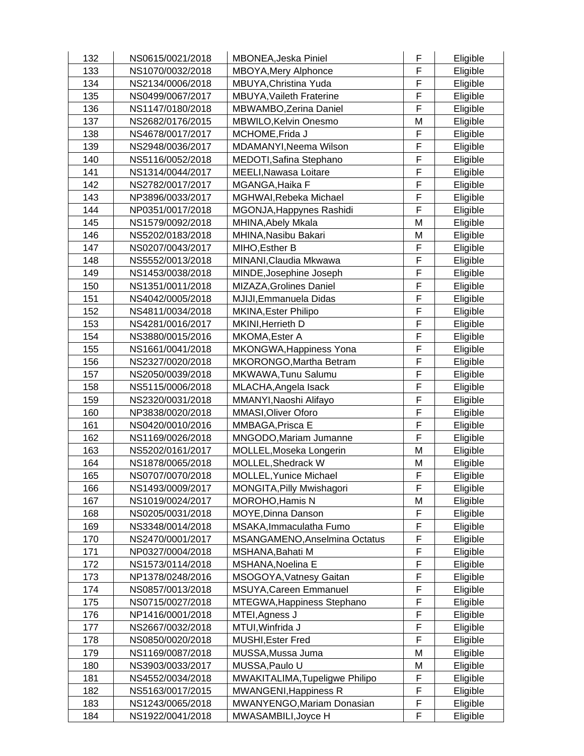| | | | | |
|---|---|---|---|---|
| 132 | NS0615/0021/2018 | MBONEA,Jeska Piniel | F | Eligible |
| 133 | NS1070/0032/2018 | MBOYA,Mery Alphonce | F | Eligible |
| 134 | NS2134/0006/2018 | MBUYA,Christina Yuda | F | Eligible |
| 135 | NS0499/0067/2017 | MBUYA,Vaileth Fraterine | F | Eligible |
| 136 | NS1147/0180/2018 | MBWAMBO,Zerina Daniel | F | Eligible |
| 137 | NS2682/0176/2015 | MBWILO,Kelvin Onesmo | M | Eligible |
| 138 | NS4678/0017/2017 | MCHOME,Frida J | F | Eligible |
| 139 | NS2948/0036/2017 | MDAMANYI,Neema Wilson | F | Eligible |
| 140 | NS5116/0052/2018 | MEDOTI,Safina Stephano | F | Eligible |
| 141 | NS1314/0044/2017 | MEELI,Nawasa Loitare | F | Eligible |
| 142 | NS2782/0017/2017 | MGANGA,Haika F | F | Eligible |
| 143 | NP3896/0033/2017 | MGHWAI,Rebeka Michael | F | Eligible |
| 144 | NP0351/0017/2018 | MGONJA,Happynes Rashidi | F | Eligible |
| 145 | NS1579/0092/2018 | MHINA,Abely Mkala | M | Eligible |
| 146 | NS5202/0183/2018 | MHINA,Nasibu Bakari | M | Eligible |
| 147 | NS0207/0043/2017 | MIHO,Esther B | F | Eligible |
| 148 | NS5552/0013/2018 | MINANI,Claudia Mkwawa | F | Eligible |
| 149 | NS1453/0038/2018 | MINDE,Josephine Joseph | F | Eligible |
| 150 | NS1351/0011/2018 | MIZAZA,Grolines Daniel | F | Eligible |
| 151 | NS4042/0005/2018 | MJIJI,Emmanuela Didas | F | Eligible |
| 152 | NS4811/0034/2018 | MKINA,Ester Philipo | F | Eligible |
| 153 | NS4281/0016/2017 | MKINI,Herrieth D | F | Eligible |
| 154 | NS3880/0015/2016 | MKOMA,Ester A | F | Eligible |
| 155 | NS1661/0041/2018 | MKONGWA,Happiness Yona | F | Eligible |
| 156 | NS2327/0020/2018 | MKORONGO,Martha Betram | F | Eligible |
| 157 | NS2050/0039/2018 | MKWAWA,Tunu Salumu | F | Eligible |
| 158 | NS5115/0006/2018 | MLACHA,Angela Isack | F | Eligible |
| 159 | NS2320/0031/2018 | MMANYI,Naoshi Alifayo | F | Eligible |
| 160 | NP3838/0020/2018 | MMASI,Oliver Oforo | F | Eligible |
| 161 | NS0420/0010/2016 | MMBAGA,Prisca E | F | Eligible |
| 162 | NS1169/0026/2018 | MNGODO,Mariam Jumanne | F | Eligible |
| 163 | NS5202/0161/2017 | MOLLEL,Moseka Longerin | M | Eligible |
| 164 | NS1878/0065/2018 | MOLLEL,Shedrack W | M | Eligible |
| 165 | NS0707/0070/2018 | MOLLEL,Yunice Michael | F | Eligible |
| 166 | NS1493/0009/2017 | MONGITA,Pilly Mwishagori | F | Eligible |
| 167 | NS1019/0024/2017 | MOROHO,Hamis N | M | Eligible |
| 168 | NS0205/0031/2018 | MOYE,Dinna Danson | F | Eligible |
| 169 | NS3348/0014/2018 | MSAKA,Immaculatha Fumo | F | Eligible |
| 170 | NS2470/0001/2017 | MSANGAMENO,Anselmina Octatus | F | Eligible |
| 171 | NP0327/0004/2018 | MSHANA,Bahati M | F | Eligible |
| 172 | NS1573/0114/2018 | MSHANA,Noelina E | F | Eligible |
| 173 | NP1378/0248/2016 | MSOGOYA,Vatnesy Gaitan | F | Eligible |
| 174 | NS0857/0013/2018 | MSUYA,Careen Emmanuel | F | Eligible |
| 175 | NS0715/0027/2018 | MTEGWA,Happiness Stephano | F | Eligible |
| 176 | NP1416/0001/2018 | MTEI,Agness J | F | Eligible |
| 177 | NS2667/0032/2018 | MTUI,Winfrida J | F | Eligible |
| 178 | NS0850/0020/2018 | MUSHI,Ester Fred | F | Eligible |
| 179 | NS1169/0087/2018 | MUSSA,Mussa Juma | M | Eligible |
| 180 | NS3903/0033/2017 | MUSSA,Paulo U | M | Eligible |
| 181 | NS4552/0034/2018 | MWAKITALIMA,Tupeligwe Philipo | F | Eligible |
| 182 | NS5163/0017/2015 | MWANGENI,Happiness R | F | Eligible |
| 183 | NS1243/0065/2018 | MWANYENGO,Mariam Donasian | F | Eligible |
| 184 | NS1922/0041/2018 | MWASAMBILI,Joyce H | F | Eligible |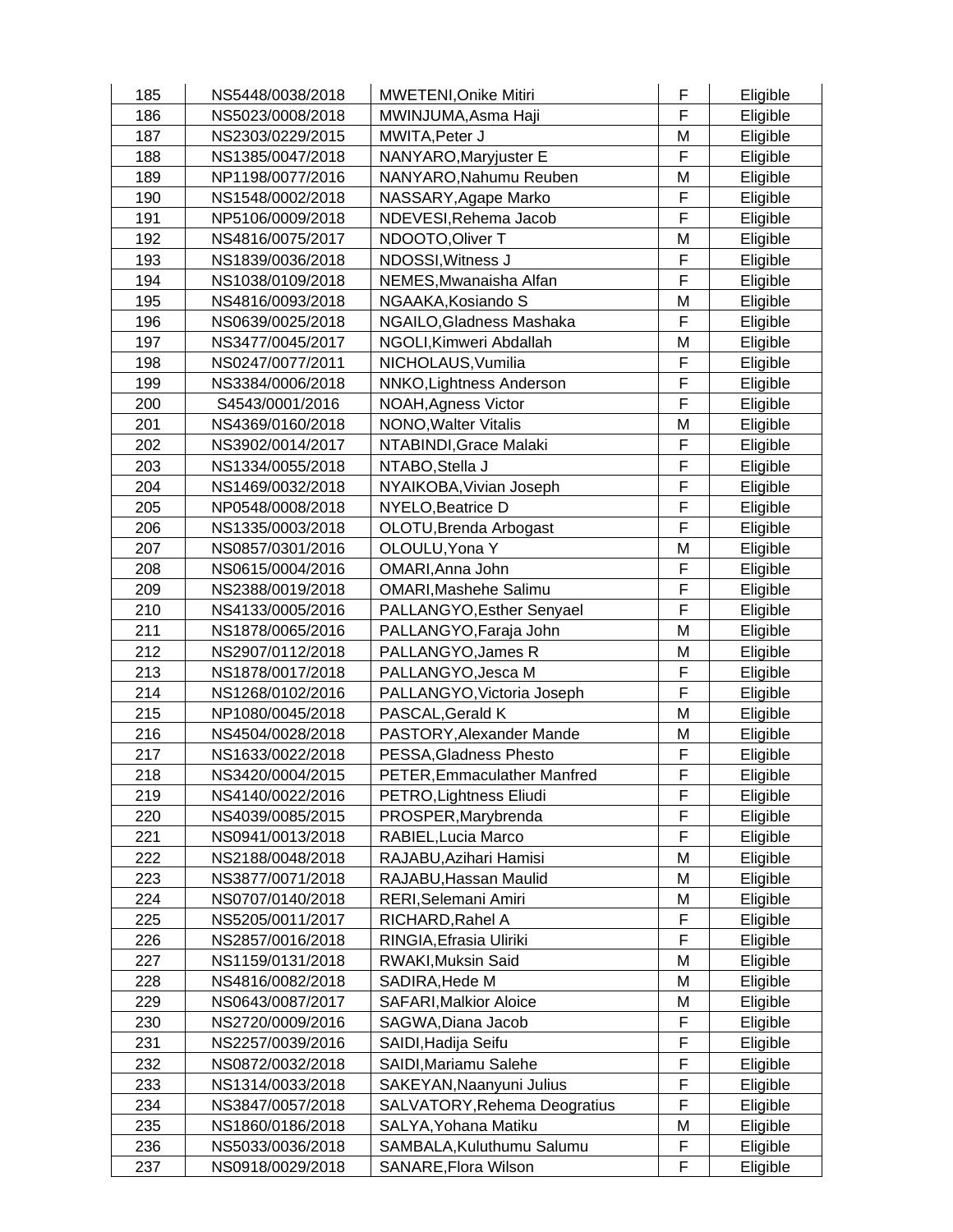| 185 | NS5448/0038/2018 | MWETENI,Onike Mitiri | F | Eligible |
|---|---|---|---|---|
| 186 | NS5023/0008/2018 | MWINJUMA,Asma Haji | F | Eligible |
| 187 | NS2303/0229/2015 | MWITA,Peter J | M | Eligible |
| 188 | NS1385/0047/2018 | NANYARO,Maryjuster E | F | Eligible |
| 189 | NP1198/0077/2016 | NANYARO,Nahumu Reuben | M | Eligible |
| 190 | NS1548/0002/2018 | NASSARY,Agape Marko | F | Eligible |
| 191 | NP5106/0009/2018 | NDEVESI,Rehema Jacob | F | Eligible |
| 192 | NS4816/0075/2017 | NDOOTO,Oliver T | M | Eligible |
| 193 | NS1839/0036/2018 | NDOSSI,Witness J | F | Eligible |
| 194 | NS1038/0109/2018 | NEMES,Mwanaisha Alfan | F | Eligible |
| 195 | NS4816/0093/2018 | NGAAKA,Kosiando S | M | Eligible |
| 196 | NS0639/0025/2018 | NGAILO,Gladness Mashaka | F | Eligible |
| 197 | NS3477/0045/2017 | NGOLI,Kimweri Abdallah | M | Eligible |
| 198 | NS0247/0077/2011 | NICHOLAUS,Vumilia | F | Eligible |
| 199 | NS3384/0006/2018 | NNKO,Lightness Anderson | F | Eligible |
| 200 | S4543/0001/2016 | NOAH,Agness Victor | F | Eligible |
| 201 | NS4369/0160/2018 | NONO,Walter Vitalis | M | Eligible |
| 202 | NS3902/0014/2017 | NTABINDI,Grace Malaki | F | Eligible |
| 203 | NS1334/0055/2018 | NTABO,Stella J | F | Eligible |
| 204 | NS1469/0032/2018 | NYAIKOBA,Vivian Joseph | F | Eligible |
| 205 | NP0548/0008/2018 | NYELO,Beatrice D | F | Eligible |
| 206 | NS1335/0003/2018 | OLOTU,Brenda Arbogast | F | Eligible |
| 207 | NS0857/0301/2016 | OLOULU,Yona Y | M | Eligible |
| 208 | NS0615/0004/2016 | OMARI,Anna John | F | Eligible |
| 209 | NS2388/0019/2018 | OMARI,Mashehe Salimu | F | Eligible |
| 210 | NS4133/0005/2016 | PALLANGYO,Esther Senyael | F | Eligible |
| 211 | NS1878/0065/2016 | PALLANGYO,Faraja John | M | Eligible |
| 212 | NS2907/0112/2018 | PALLANGYO,James R | M | Eligible |
| 213 | NS1878/0017/2018 | PALLANGYO,Jesca M | F | Eligible |
| 214 | NS1268/0102/2016 | PALLANGYO,Victoria Joseph | F | Eligible |
| 215 | NP1080/0045/2018 | PASCAL,Gerald K | M | Eligible |
| 216 | NS4504/0028/2018 | PASTORY,Alexander Mande | M | Eligible |
| 217 | NS1633/0022/2018 | PESSA,Gladness Phesto | F | Eligible |
| 218 | NS3420/0004/2015 | PETER,Emmaculather Manfred | F | Eligible |
| 219 | NS4140/0022/2016 | PETRO,Lightness Eliudi | F | Eligible |
| 220 | NS4039/0085/2015 | PROSPER,Marybrenda | F | Eligible |
| 221 | NS0941/0013/2018 | RABIEL,Lucia Marco | F | Eligible |
| 222 | NS2188/0048/2018 | RAJABU,Azihari Hamisi | M | Eligible |
| 223 | NS3877/0071/2018 | RAJABU,Hassan Maulid | M | Eligible |
| 224 | NS0707/0140/2018 | RERI,Selemani Amiri | M | Eligible |
| 225 | NS5205/0011/2017 | RICHARD,Rahel A | F | Eligible |
| 226 | NS2857/0016/2018 | RINGIA,Efrasia Uliriki | F | Eligible |
| 227 | NS1159/0131/2018 | RWAKI,Muksin Said | M | Eligible |
| 228 | NS4816/0082/2018 | SADIRA,Hede M | M | Eligible |
| 229 | NS0643/0087/2017 | SAFARI,Malkior Aloice | M | Eligible |
| 230 | NS2720/0009/2016 | SAGWA,Diana Jacob | F | Eligible |
| 231 | NS2257/0039/2016 | SAIDI,Hadija Seifu | F | Eligible |
| 232 | NS0872/0032/2018 | SAIDI,Mariamu Salehe | F | Eligible |
| 233 | NS1314/0033/2018 | SAKEYAN,Naanyuni Julius | F | Eligible |
| 234 | NS3847/0057/2018 | SALVATORY,Rehema Deogratius | F | Eligible |
| 235 | NS1860/0186/2018 | SALYA,Yohana Matiku | M | Eligible |
| 236 | NS5033/0036/2018 | SAMBALA,Kuluthumu Salumu | F | Eligible |
| 237 | NS0918/0029/2018 | SANARE,Flora Wilson | F | Eligible |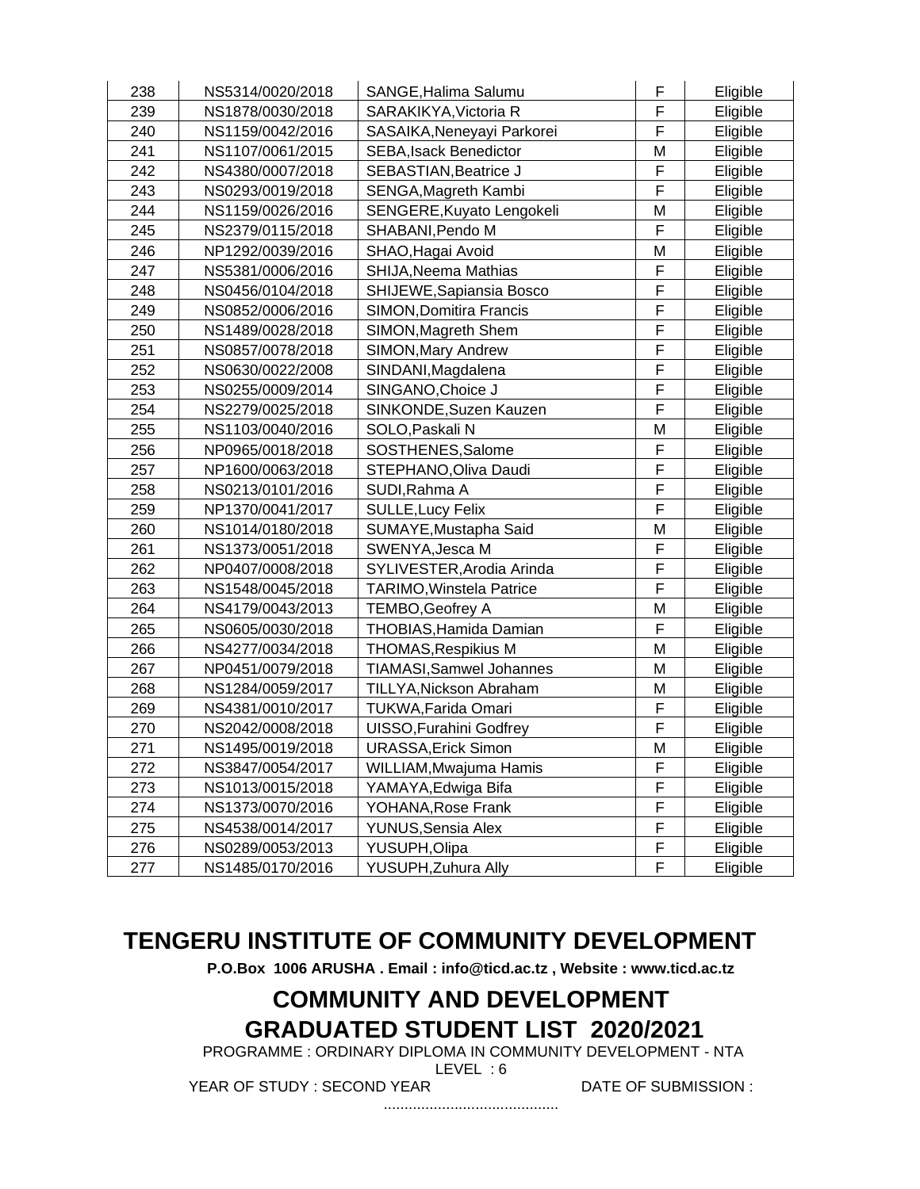| 238 | NS5314/0020/2018 | SANGE,Halima Salumu | F | Eligible |
|---|---|---|---|---|
| 239 | NS1878/0030/2018 | SARAKIKYA,Victoria R | F | Eligible |
| 240 | NS1159/0042/2016 | SASAIKA,Neneyayi Parkorei | F | Eligible |
| 241 | NS1107/0061/2015 | SEBA,Isack Benedictor | M | Eligible |
| 242 | NS4380/0007/2018 | SEBASTIAN,Beatrice J | F | Eligible |
| 243 | NS0293/0019/2018 | SENGA,Magreth Kambi | F | Eligible |
| 244 | NS1159/0026/2016 | SENGERE,Kuyato Lengokeli | M | Eligible |
| 245 | NS2379/0115/2018 | SHABANI,Pendo M | F | Eligible |
| 246 | NP1292/0039/2016 | SHAO,Hagai Avoid | M | Eligible |
| 247 | NS5381/0006/2016 | SHIJA,Neema Mathias | F | Eligible |
| 248 | NS0456/0104/2018 | SHIJEWE,Sapiansia Bosco | F | Eligible |
| 249 | NS0852/0006/2016 | SIMON,Domitira Francis | F | Eligible |
| 250 | NS1489/0028/2018 | SIMON,Magreth Shem | F | Eligible |
| 251 | NS0857/0078/2018 | SIMON,Mary Andrew | F | Eligible |
| 252 | NS0630/0022/2008 | SINDANI,Magdalena | F | Eligible |
| 253 | NS0255/0009/2014 | SINGANO,Choice J | F | Eligible |
| 254 | NS2279/0025/2018 | SINKONDE,Suzen Kauzen | F | Eligible |
| 255 | NS1103/0040/2016 | SOLO,Paskali N | M | Eligible |
| 256 | NP0965/0018/2018 | SOSTHENES,Salome | F | Eligible |
| 257 | NP1600/0063/2018 | STEPHANO,Oliva Daudi | F | Eligible |
| 258 | NS0213/0101/2016 | SUDI,Rahma A | F | Eligible |
| 259 | NP1370/0041/2017 | SULLE,Lucy Felix | F | Eligible |
| 260 | NS1014/0180/2018 | SUMAYE,Mustapha Said | M | Eligible |
| 261 | NS1373/0051/2018 | SWENYA,Jesca M | F | Eligible |
| 262 | NP0407/0008/2018 | SYLIVESTER,Arodia Arinda | F | Eligible |
| 263 | NS1548/0045/2018 | TARIMO,Winstela Patrice | F | Eligible |
| 264 | NS4179/0043/2013 | TEMBO,Geofrey A | M | Eligible |
| 265 | NS0605/0030/2018 | THOBIAS,Hamida Damian | F | Eligible |
| 266 | NS4277/0034/2018 | THOMAS,Respikius M | M | Eligible |
| 267 | NP0451/0079/2018 | TIAMASI,Samwel Johannes | M | Eligible |
| 268 | NS1284/0059/2017 | TILLYA,Nickson Abraham | M | Eligible |
| 269 | NS4381/0010/2017 | TUKWA,Farida Omari | F | Eligible |
| 270 | NS2042/0008/2018 | UISSO,Furahini Godfrey | F | Eligible |
| 271 | NS1495/0019/2018 | URASSA,Erick Simon | M | Eligible |
| 272 | NS3847/0054/2017 | WILLIAM,Mwajuma Hamis | F | Eligible |
| 273 | NS1013/0015/2018 | YAMAYA,Edwiga Bifa | F | Eligible |
| 274 | NS1373/0070/2016 | YOHANA,Rose Frank | F | Eligible |
| 275 | NS4538/0014/2017 | YUNUS,Sensia Alex | F | Eligible |
| 276 | NS0289/0053/2013 | YUSUPH,Olipa | F | Eligible |
| 277 | NS1485/0170/2016 | YUSUPH,Zuhura Ally | F | Eligible |

# TENGERU INSTITUTE OF COMMUNITY DEVELOPMENT

**P.O.Box 1006 ARUSHA . Email : info@ticd.ac.tz , Website : www.ticd.ac.tz**

## COMMUNITY AND DEVELOPMENT

## GRADUATED STUDENT LIST 2020/2021

PROGRAMME : ORDINARY DIPLOMA IN COMMUNITY DEVELOPMENT - NTA LEVEL : 6

YEAR OF STUDY : SECOND YEAR DATE OF SUBMISSION : ..........................................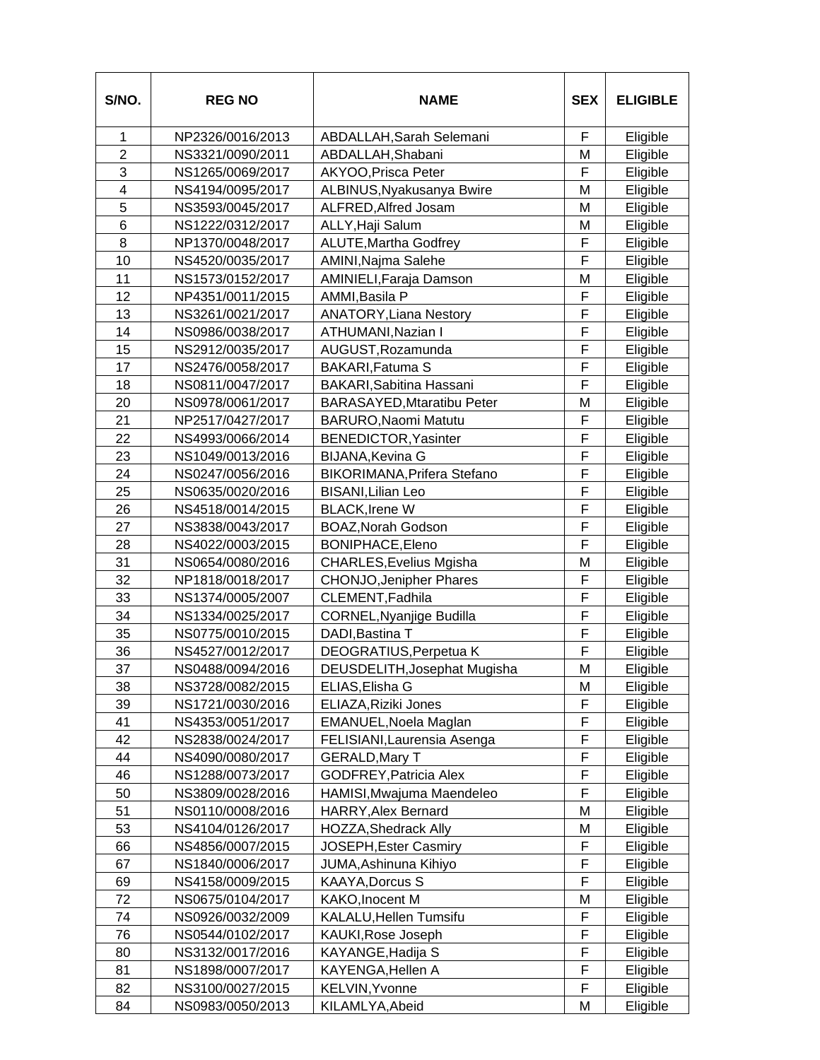| S/NO. | REG NO | NAME | SEX | ELIGIBLE |
|---|---|---|---|---|
| 1 | NP2326/0016/2013 | ABDALLAH,Sarah Selemani | F | Eligible |
| 2 | NS3321/0090/2011 | ABDALLAH,Shabani | M | Eligible |
| 3 | NS1265/0069/2017 | AKYOO,Prisca Peter | F | Eligible |
| 4 | NS4194/0095/2017 | ALBINUS,Nyakusanya Bwire | M | Eligible |
| 5 | NS3593/0045/2017 | ALFRED,Alfred Josam | M | Eligible |
| 6 | NS1222/0312/2017 | ALLY,Haji Salum | M | Eligible |
| 8 | NP1370/0048/2017 | ALUTE,Martha Godfrey | F | Eligible |
| 10 | NS4520/0035/2017 | AMINI,Najma Salehe | F | Eligible |
| 11 | NS1573/0152/2017 | AMINIELI,Faraja Damson | M | Eligible |
| 12 | NP4351/0011/2015 | AMMI,Basila P | F | Eligible |
| 13 | NS3261/0021/2017 | ANATORY,Liana Nestory | F | Eligible |
| 14 | NS0986/0038/2017 | ATHUMANI,Nazian I | F | Eligible |
| 15 | NS2912/0035/2017 | AUGUST,Rozamunda | F | Eligible |
| 17 | NS2476/0058/2017 | BAKARI,Fatuma S | F | Eligible |
| 18 | NS0811/0047/2017 | BAKARI,Sabitina Hassani | F | Eligible |
| 20 | NS0978/0061/2017 | BARASAYED,Mtaratibu Peter | M | Eligible |
| 21 | NP2517/0427/2017 | BARURO,Naomi Matutu | F | Eligible |
| 22 | NS4993/0066/2014 | BENEDICTOR,Yasinter | F | Eligible |
| 23 | NS1049/0013/2016 | BIJANA,Kevina G | F | Eligible |
| 24 | NS0247/0056/2016 | BIKORIMANA,Prifera Stefano | F | Eligible |
| 25 | NS0635/0020/2016 | BISANI,Lilian Leo | F | Eligible |
| 26 | NS4518/0014/2015 | BLACK,Irene W | F | Eligible |
| 27 | NS3838/0043/2017 | BOAZ,Norah Godson | F | Eligible |
| 28 | NS4022/0003/2015 | BONIPHACE,Eleno | F | Eligible |
| 31 | NS0654/0080/2016 | CHARLES,Evelius Mgisha | M | Eligible |
| 32 | NP1818/0018/2017 | CHONJO,Jenipher Phares | F | Eligible |
| 33 | NS1374/0005/2007 | CLEMENT,Fadhila | F | Eligible |
| 34 | NS1334/0025/2017 | CORNEL,Nyanjige Budilla | F | Eligible |
| 35 | NS0775/0010/2015 | DADI,Bastina T | F | Eligible |
| 36 | NS4527/0012/2017 | DEOGRATIUS,Perpetua K | F | Eligible |
| 37 | NS0488/0094/2016 | DEUSDELITH,Josephat Mugisha | M | Eligible |
| 38 | NS3728/0082/2015 | ELIAS,Elisha G | M | Eligible |
| 39 | NS1721/0030/2016 | ELIAZA,Riziki Jones | F | Eligible |
| 41 | NS4353/0051/2017 | EMANUEL,Noela Maglan | F | Eligible |
| 42 | NS2838/0024/2017 | FELISIANI,Laurensia Asenga | F | Eligible |
| 44 | NS4090/0080/2017 | GERALD,Mary T | F | Eligible |
| 46 | NS1288/0073/2017 | GODFREY,Patricia Alex | F | Eligible |
| 50 | NS3809/0028/2016 | HAMISI,Mwajuma Maendeleo | F | Eligible |
| 51 | NS0110/0008/2016 | HARRY,Alex Bernard | M | Eligible |
| 53 | NS4104/0126/2017 | HOZZA,Shedrack Ally | M | Eligible |
| 66 | NS4856/0007/2015 | JOSEPH,Ester Casmiry | F | Eligible |
| 67 | NS1840/0006/2017 | JUMA,Ashinuna Kihiyo | F | Eligible |
| 69 | NS4158/0009/2015 | KAAYA,Dorcus S | F | Eligible |
| 72 | NS0675/0104/2017 | KAKO,Inocent M | M | Eligible |
| 74 | NS0926/0032/2009 | KALALU,Hellen Tumsifu | F | Eligible |
| 76 | NS0544/0102/2017 | KAUKI,Rose Joseph | F | Eligible |
| 80 | NS3132/0017/2016 | KAYANGE,Hadija S | F | Eligible |
| 81 | NS1898/0007/2017 | KAYENGA,Hellen A | F | Eligible |
| 82 | NS3100/0027/2015 | KELVIN,Yvonne | F | Eligible |
| 84 | NS0983/0050/2013 | KILAMLYA,Abeid | M | Eligible |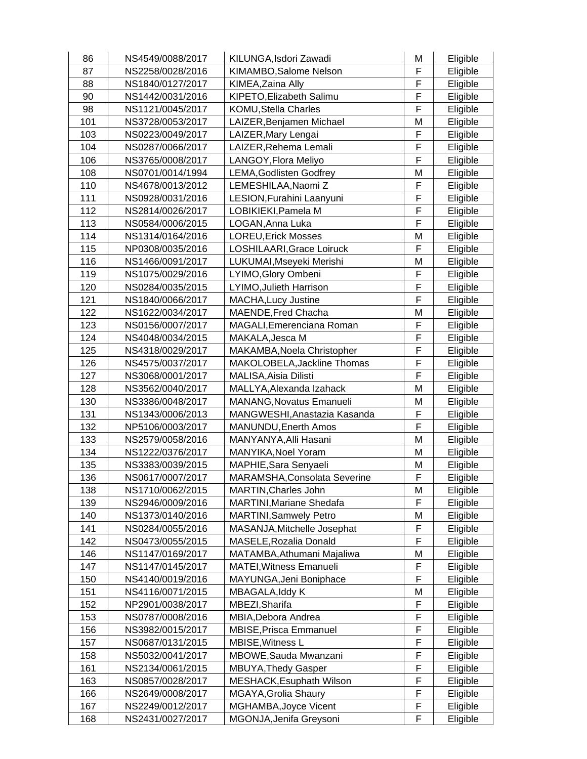| 86 | NS4549/0088/2017 | KILUNGA,Isdori Zawadi | M | Eligible |
|---|---|---|---|---|
| 87 | NS2258/0028/2016 | KIMAMBO,Salome Nelson | F | Eligible |
| 88 | NS1840/0127/2017 | KIMEA,Zaina Ally | F | Eligible |
| 90 | NS1442/0031/2016 | KIPETO,Elizabeth Salimu | F | Eligible |
| 98 | NS1121/0045/2017 | KOMU,Stella Charles | F | Eligible |
| 101 | NS3728/0053/2017 | LAIZER,Benjamen Michael | M | Eligible |
| 103 | NS0223/0049/2017 | LAIZER,Mary Lengai | F | Eligible |
| 104 | NS0287/0066/2017 | LAIZER,Rehema Lemali | F | Eligible |
| 106 | NS3765/0008/2017 | LANGOY,Flora Meliyo | F | Eligible |
| 108 | NS0701/0014/1994 | LEMA,Godlisten Godfrey | M | Eligible |
| 110 | NS4678/0013/2012 | LEMESHILAA,Naomi Z | F | Eligible |
| 111 | NS0928/0031/2016 | LESION,Furahini Laanyuni | F | Eligible |
| 112 | NS2814/0026/2017 | LOBIKIEKI,Pamela M | F | Eligible |
| 113 | NS0584/0006/2015 | LOGAN,Anna Luka | F | Eligible |
| 114 | NS1314/0164/2016 | LOREU,Erick Mosses | M | Eligible |
| 115 | NP0308/0035/2016 | LOSHILAARI,Grace Loiruck | F | Eligible |
| 116 | NS1466/0091/2017 | LUKUMAI,Mseyeki Merishi | M | Eligible |
| 119 | NS1075/0029/2016 | LYIMO,Glory Ombeni | F | Eligible |
| 120 | NS0284/0035/2015 | LYIMO,Julieth Harrison | F | Eligible |
| 121 | NS1840/0066/2017 | MACHA,Lucy Justine | F | Eligible |
| 122 | NS1622/0034/2017 | MAENDE,Fred Chacha | M | Eligible |
| 123 | NS0156/0007/2017 | MAGALI,Emerenciana Roman | F | Eligible |
| 124 | NS4048/0034/2015 | MAKALA,Jesca M | F | Eligible |
| 125 | NS4318/0029/2017 | MAKAMBA,Noela Christopher | F | Eligible |
| 126 | NS4575/0037/2017 | MAKOLOBELA,Jackline Thomas | F | Eligible |
| 127 | NS3068/0001/2017 | MALISA,Aisia Dilisti | F | Eligible |
| 128 | NS3562/0040/2017 | MALLYA,Alexanda Izahack | M | Eligible |
| 130 | NS3386/0048/2017 | MANANG,Novatus Emanueli | M | Eligible |
| 131 | NS1343/0006/2013 | MANGWESHI,Anastazia Kasanda | F | Eligible |
| 132 | NP5106/0003/2017 | MANUNDU,Enerth Amos | F | Eligible |
| 133 | NS2579/0058/2016 | MANYANYA,Alli Hasani | M | Eligible |
| 134 | NS1222/0376/2017 | MANYIKA,Noel Yoram | M | Eligible |
| 135 | NS3383/0039/2015 | MAPHIE,Sara Senyaeli | M | Eligible |
| 136 | NS0617/0007/2017 | MARAMSHA,Consolata Severine | F | Eligible |
| 138 | NS1710/0062/2015 | MARTIN,Charles John | M | Eligible |
| 139 | NS2946/0009/2016 | MARTINI,Mariane Shedafa | F | Eligible |
| 140 | NS1373/0140/2016 | MARTINI,Samwely Petro | M | Eligible |
| 141 | NS0284/0055/2016 | MASANJA,Mitchelle Josephat | F | Eligible |
| 142 | NS0473/0055/2015 | MASELE,Rozalia Donald | F | Eligible |
| 146 | NS1147/0169/2017 | MATAMBA,Athumani Majaliwa | M | Eligible |
| 147 | NS1147/0145/2017 | MATEI,Witness Emanueli | F | Eligible |
| 150 | NS4140/0019/2016 | MAYUNGA,Jeni Boniphace | F | Eligible |
| 151 | NS4116/0071/2015 | MBAGALA,Iddy K | M | Eligible |
| 152 | NP2901/0038/2017 | MBEZI,Sharifa | F | Eligible |
| 153 | NS0787/0008/2016 | MBIA,Debora Andrea | F | Eligible |
| 156 | NS3982/0015/2017 | MBISE,Prisca Emmanuel | F | Eligible |
| 157 | NS0687/0131/2015 | MBISE,Witness L | F | Eligible |
| 158 | NS5032/0041/2017 | MBOWE,Sauda Mwanzani | F | Eligible |
| 161 | NS2134/0061/2015 | MBUYA,Thedy Gasper | F | Eligible |
| 163 | NS0857/0028/2017 | MESHACK,Esuphath Wilson | F | Eligible |
| 166 | NS2649/0008/2017 | MGAYA,Grolia Shaury | F | Eligible |
| 167 | NS2249/0012/2017 | MGHAMBA,Joyce Vicent | F | Eligible |
| 168 | NS2431/0027/2017 | MGONJA,Jenifa Greysoni | F | Eligible |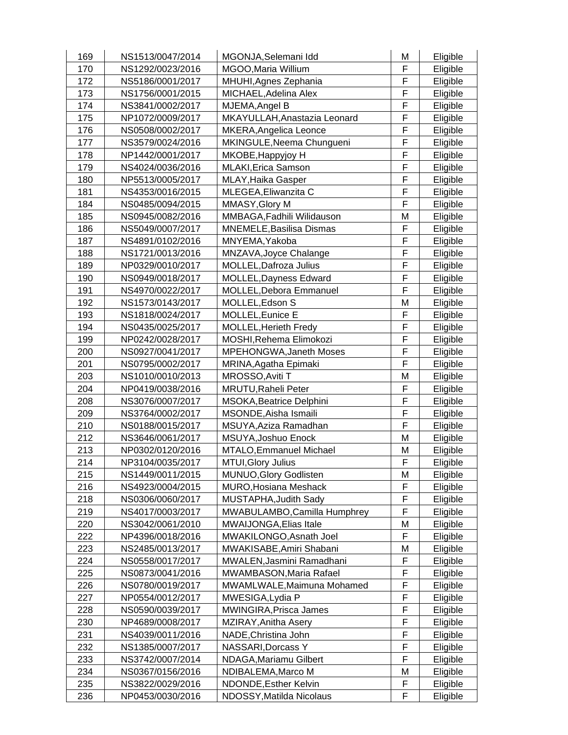| | | | | |
|---|---|---|---|---|
| 169 | NS1513/0047/2014 | MGONJA,Selemani Idd | M | Eligible |
| 170 | NS1292/0023/2016 | MGOO,Maria Willium | F | Eligible |
| 172 | NS5186/0001/2017 | MHUHI,Agnes Zephania | F | Eligible |
| 173 | NS1756/0001/2015 | MICHAEL,Adelina Alex | F | Eligible |
| 174 | NS3841/0002/2017 | MJEMA,Angel B | F | Eligible |
| 175 | NP1072/0009/2017 | MKAYULLAH,Anastazia Leonard | F | Eligible |
| 176 | NS0508/0002/2017 | MKERA,Angelica Leonce | F | Eligible |
| 177 | NS3579/0024/2016 | MKINGULE,Neema Chungueni | F | Eligible |
| 178 | NP1442/0001/2017 | MKOBE,Happyjoy H | F | Eligible |
| 179 | NS4024/0036/2016 | MLAKI,Erica Samson | F | Eligible |
| 180 | NP5513/0005/2017 | MLAY,Haika Gasper | F | Eligible |
| 181 | NS4353/0016/2015 | MLEGEA,Eliwanzita C | F | Eligible |
| 184 | NS0485/0094/2015 | MMASY,Glory M | F | Eligible |
| 185 | NS0945/0082/2016 | MMBAGA,Fadhili Wilidauson | M | Eligible |
| 186 | NS5049/0007/2017 | MNEMELE,Basilisa Dismas | F | Eligible |
| 187 | NS4891/0102/2016 | MNYEMA,Yakoba | F | Eligible |
| 188 | NS1721/0013/2016 | MNZAVA,Joyce Chalange | F | Eligible |
| 189 | NP0329/0010/2017 | MOLLEL,Dafroza Julius | F | Eligible |
| 190 | NS0949/0018/2017 | MOLLEL,Dayness Edward | F | Eligible |
| 191 | NS4970/0022/2017 | MOLLEL,Debora Emmanuel | F | Eligible |
| 192 | NS1573/0143/2017 | MOLLEL,Edson S | M | Eligible |
| 193 | NS1818/0024/2017 | MOLLEL,Eunice E | F | Eligible |
| 194 | NS0435/0025/2017 | MOLLEL,Herieth Fredy | F | Eligible |
| 199 | NP0242/0028/2017 | MOSHI,Rehema Elimokozi | F | Eligible |
| 200 | NS0927/0041/2017 | MPEHONGWA,Janeth Moses | F | Eligible |
| 201 | NS0795/0002/2017 | MRINA,Agatha Epimaki | F | Eligible |
| 203 | NS1010/0010/2013 | MROSSO,Aviti T | M | Eligible |
| 204 | NP0419/0038/2016 | MRUTU,Raheli Peter | F | Eligible |
| 208 | NS3076/0007/2017 | MSOKA,Beatrice Delphini | F | Eligible |
| 209 | NS3764/0002/2017 | MSONDE,Aisha Ismaili | F | Eligible |
| 210 | NS0188/0015/2017 | MSUYA,Aziza Ramadhan | F | Eligible |
| 212 | NS3646/0061/2017 | MSUYA,Joshuo Enock | M | Eligible |
| 213 | NP0302/0120/2016 | MTALO,Emmanuel Michael | M | Eligible |
| 214 | NP3104/0035/2017 | MTUI,Glory Julius | F | Eligible |
| 215 | NS1449/0011/2015 | MUNUO,Glory Godlisten | M | Eligible |
| 216 | NS4923/0004/2015 | MURO,Hosiana Meshack | F | Eligible |
| 218 | NS0306/0060/2017 | MUSTAPHA,Judith Sady | F | Eligible |
| 219 | NS4017/0003/2017 | MWABULAMBO,Camilla Humphrey | F | Eligible |
| 220 | NS3042/0061/2010 | MWAIJONGA,Elias Itale | M | Eligible |
| 222 | NP4396/0018/2016 | MWAKILONGO,Asnath Joel | F | Eligible |
| 223 | NS2485/0013/2017 | MWAKISABE,Amiri Shabani | M | Eligible |
| 224 | NS0558/0017/2017 | MWALEN,Jasmini Ramadhani | F | Eligible |
| 225 | NS0873/0041/2016 | MWAMBASON,Maria Rafael | F | Eligible |
| 226 | NS0780/0019/2017 | MWAMLWALE,Maimuna Mohamed | F | Eligible |
| 227 | NP0554/0012/2017 | MWESIGA,Lydia P | F | Eligible |
| 228 | NS0590/0039/2017 | MWINGIRA,Prisca James | F | Eligible |
| 230 | NP4689/0008/2017 | MZIRAY,Anitha Asery | F | Eligible |
| 231 | NS4039/0011/2016 | NADE,Christina John | F | Eligible |
| 232 | NS1385/0007/2017 | NASSARI,Dorcass Y | F | Eligible |
| 233 | NS3742/0007/2014 | NDAGA,Mariamu Gilbert | F | Eligible |
| 234 | NS0367/0156/2016 | NDIBALEMA,Marco M | M | Eligible |
| 235 | NS3822/0029/2016 | NDONDE,Esther Kelvin | F | Eligible |
| 236 | NP0453/0030/2016 | NDOSSY,Matilda Nicolaus | F | Eligible |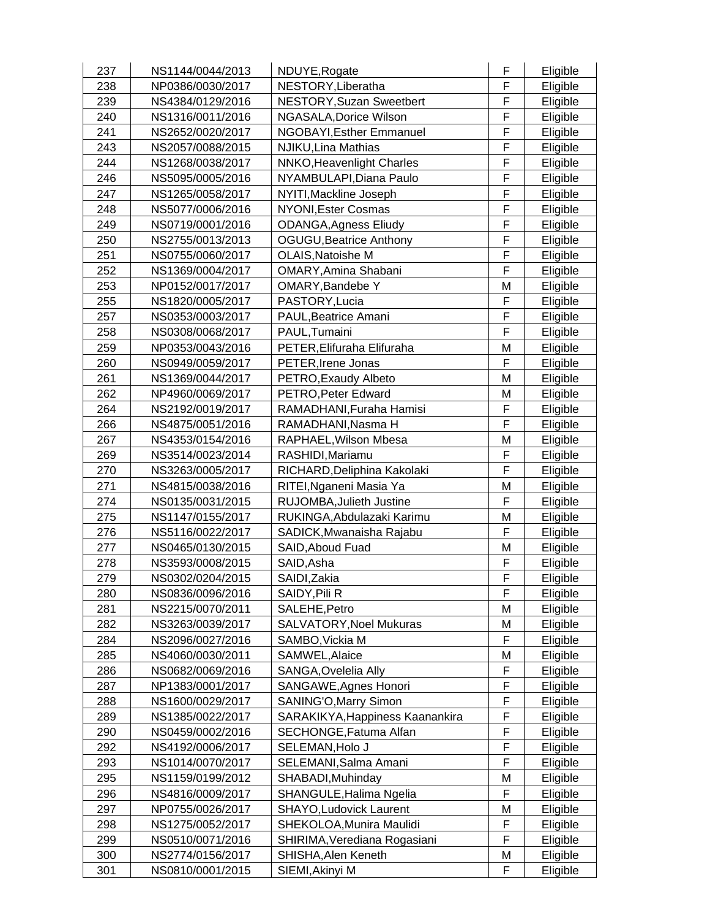| 237 | NS1144/0044/2013 | NDUYE,Rogate | F | Eligible |
|---|---|---|---|---|
| 238 | NP0386/0030/2017 | NESTORY,Liberatha | F | Eligible |
| 239 | NS4384/0129/2016 | NESTORY,Suzan Sweetbert | F | Eligible |
| 240 | NS1316/0011/2016 | NGASALA,Dorice Wilson | F | Eligible |
| 241 | NS2652/0020/2017 | NGOBAYI,Esther Emmanuel | F | Eligible |
| 243 | NS2057/0088/2015 | NJIKU,Lina Mathias | F | Eligible |
| 244 | NS1268/0038/2017 | NNKO,Heavenlight Charles | F | Eligible |
| 246 | NS5095/0005/2016 | NYAMBULAPI,Diana Paulo | F | Eligible |
| 247 | NS1265/0058/2017 | NYITI,Mackline Joseph | F | Eligible |
| 248 | NS5077/0006/2016 | NYONI,Ester Cosmas | F | Eligible |
| 249 | NS0719/0001/2016 | ODANGA,Agness Eliudy | F | Eligible |
| 250 | NS2755/0013/2013 | OGUGU,Beatrice Anthony | F | Eligible |
| 251 | NS0755/0060/2017 | OLAIS,Natoishe M | F | Eligible |
| 252 | NS1369/0004/2017 | OMARY,Amina Shabani | F | Eligible |
| 253 | NP0152/0017/2017 | OMARY,Bandebe Y | M | Eligible |
| 255 | NS1820/0005/2017 | PASTORY,Lucia | F | Eligible |
| 257 | NS0353/0003/2017 | PAUL,Beatrice Amani | F | Eligible |
| 258 | NS0308/0068/2017 | PAUL,Tumaini | F | Eligible |
| 259 | NP0353/0043/2016 | PETER,Elifuraha Elifuraha | M | Eligible |
| 260 | NS0949/0059/2017 | PETER,Irene Jonas | F | Eligible |
| 261 | NS1369/0044/2017 | PETRO,Exaudy Albeto | M | Eligible |
| 262 | NP4960/0069/2017 | PETRO,Peter Edward | M | Eligible |
| 264 | NS2192/0019/2017 | RAMADHANI,Furaha Hamisi | F | Eligible |
| 266 | NS4875/0051/2016 | RAMADHANI,Nasma H | F | Eligible |
| 267 | NS4353/0154/2016 | RAPHAEL,Wilson Mbesa | M | Eligible |
| 269 | NS3514/0023/2014 | RASHIDI,Mariamu | F | Eligible |
| 270 | NS3263/0005/2017 | RICHARD,Deliphina Kakolaki | F | Eligible |
| 271 | NS4815/0038/2016 | RITEI,Nganeni Masia Ya | M | Eligible |
| 274 | NS0135/0031/2015 | RUJOMBA,Julieth Justine | F | Eligible |
| 275 | NS1147/0155/2017 | RUKINGA,Abdulazaki Karimu | M | Eligible |
| 276 | NS5116/0022/2017 | SADICK,Mwanaisha Rajabu | F | Eligible |
| 277 | NS0465/0130/2015 | SAID,Aboud Fuad | M | Eligible |
| 278 | NS3593/0008/2015 | SAID,Asha | F | Eligible |
| 279 | NS0302/0204/2015 | SAIDI,Zakia | F | Eligible |
| 280 | NS0836/0096/2016 | SAIDY,Pili R | F | Eligible |
| 281 | NS2215/0070/2011 | SALEHE,Petro | M | Eligible |
| 282 | NS3263/0039/2017 | SALVATORY,Noel Mukuras | M | Eligible |
| 284 | NS2096/0027/2016 | SAMBO,Vickia M | F | Eligible |
| 285 | NS4060/0030/2011 | SAMWEL,Alaice | M | Eligible |
| 286 | NS0682/0069/2016 | SANGA,Ovelelia Ally | F | Eligible |
| 287 | NP1383/0001/2017 | SANGAWE,Agnes Honori | F | Eligible |
| 288 | NS1600/0029/2017 | SANING'O,Marry Simon | F | Eligible |
| 289 | NS1385/0022/2017 | SARAKIKYA,Happiness Kaanankira | F | Eligible |
| 290 | NS0459/0002/2016 | SECHONGE,Fatuma Alfan | F | Eligible |
| 292 | NS4192/0006/2017 | SELEMAN,Holo J | F | Eligible |
| 293 | NS1014/0070/2017 | SELEMANI,Salma Amani | F | Eligible |
| 295 | NS1159/0199/2012 | SHABADI,Muhinday | M | Eligible |
| 296 | NS4816/0009/2017 | SHANGULE,Halima Ngelia | F | Eligible |
| 297 | NP0755/0026/2017 | SHAYO,Ludovick Laurent | M | Eligible |
| 298 | NS1275/0052/2017 | SHEKOLOA,Munira Maulidi | F | Eligible |
| 299 | NS0510/0071/2016 | SHIRIMA,Verediana Rogasiani | F | Eligible |
| 300 | NS2774/0156/2017 | SHISHA,Alen Keneth | M | Eligible |
| 301 | NS0810/0001/2015 | SIEMI,Akinyi M | F | Eligible |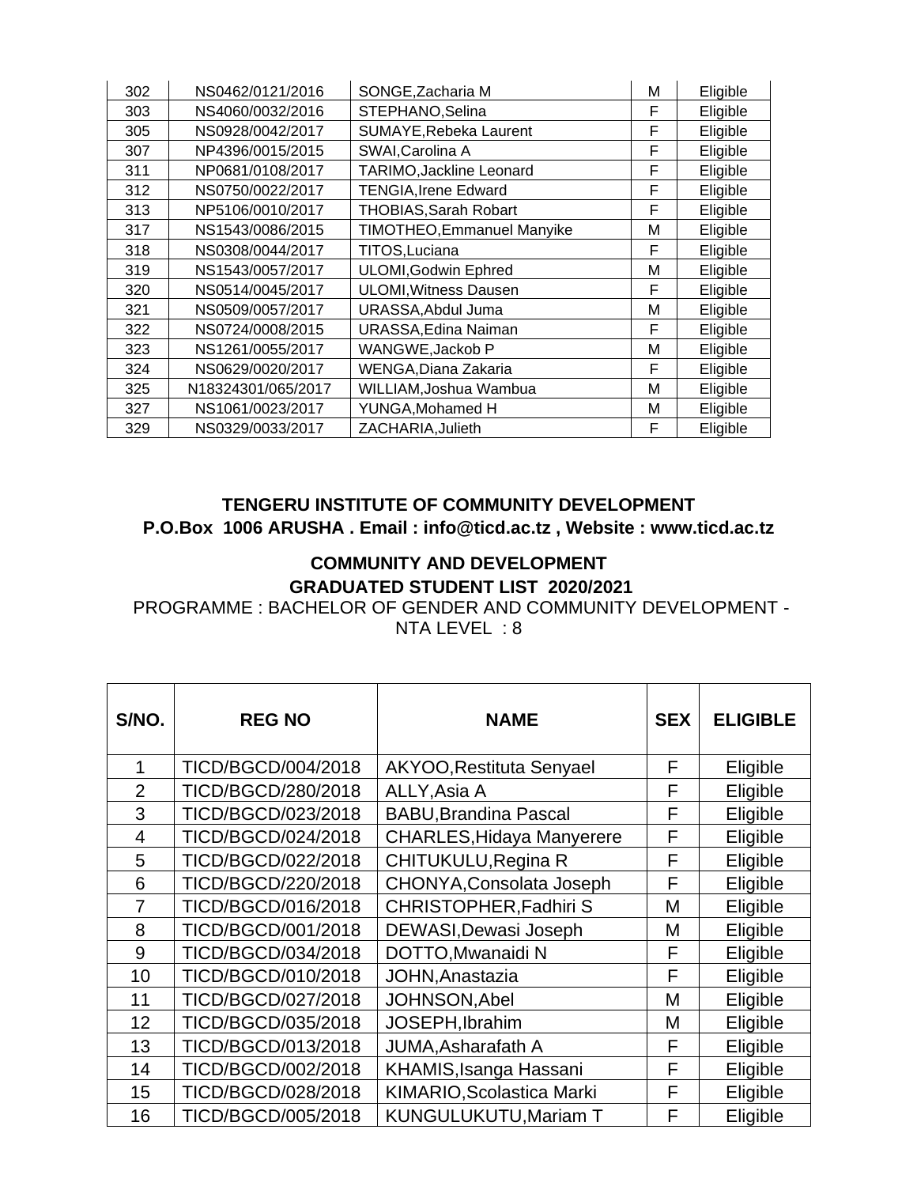| | | | | |
|---|---|---|---|---|
| 302 | NS0462/0121/2016 | SONGE,Zacharia M | M | Eligible |
| 303 | NS4060/0032/2016 | STEPHANO,Selina | F | Eligible |
| 305 | NS0928/0042/2017 | SUMAYE,Rebeka Laurent | F | Eligible |
| 307 | NP4396/0015/2015 | SWAI,Carolina A | F | Eligible |
| 311 | NP0681/0108/2017 | TARIMO,Jackline Leonard | F | Eligible |
| 312 | NS0750/0022/2017 | TENGIA,Irene Edward | F | Eligible |
| 313 | NP5106/0010/2017 | THOBIAS,Sarah Robart | F | Eligible |
| 317 | NS1543/0086/2015 | TIMOTHEO,Emmanuel Manyike | M | Eligible |
| 318 | NS0308/0044/2017 | TITOS,Luciana | F | Eligible |
| 319 | NS1543/0057/2017 | ULOMI,Godwin Ephred | M | Eligible |
| 320 | NS0514/0045/2017 | ULOMI,Witness Dausen | F | Eligible |
| 321 | NS0509/0057/2017 | URASSA,Abdul Juma | M | Eligible |
| 322 | NS0724/0008/2015 | URASSA,Edina Naiman | F | Eligible |
| 323 | NS1261/0055/2017 | WANGWE,Jackob P | M | Eligible |
| 324 | NS0629/0020/2017 | WENGA,Diana Zakaria | F | Eligible |
| 325 | N18324301/065/2017 | WILLIAM,Joshua Wambua | M | Eligible |
| 327 | NS1061/0023/2017 | YUNGA,Mohamed H | M | Eligible |
| 329 | NS0329/0033/2017 | ZACHARIA,Julieth | F | Eligible |

**TENGERU INSTITUTE OF COMMUNITY DEVELOPMENT**
**P.O.Box 1006 ARUSHA . Email : info@ticd.ac.tz , Website : www.ticd.ac.tz**

**COMMUNITY AND DEVELOPMENT**
**GRADUATED STUDENT LIST 2020/2021**

PROGRAMME : BACHELOR OF GENDER AND COMMUNITY DEVELOPMENT - NTA LEVEL : 8

| S/NO. | REG NO | NAME | SEX | ELIGIBLE |
|---|---|---|---|---|
| 1 | TICD/BGCD/004/2018 | AKYOO,Restituta Senyael | F | Eligible |
| 2 | TICD/BGCD/280/2018 | ALLY,Asia A | F | Eligible |
| 3 | TICD/BGCD/023/2018 | BABU,Brandina Pascal | F | Eligible |
| 4 | TICD/BGCD/024/2018 | CHARLES,Hidaya Manyerere | F | Eligible |
| 5 | TICD/BGCD/022/2018 | CHITUKULU,Regina R | F | Eligible |
| 6 | TICD/BGCD/220/2018 | CHONYA,Consolata Joseph | F | Eligible |
| 7 | TICD/BGCD/016/2018 | CHRISTOPHER,Fadhiri S | M | Eligible |
| 8 | TICD/BGCD/001/2018 | DEWASI,Dewasi Joseph | M | Eligible |
| 9 | TICD/BGCD/034/2018 | DOTTO,Mwanaidi N | F | Eligible |
| 10 | TICD/BGCD/010/2018 | JOHN,Anastazia | F | Eligible |
| 11 | TICD/BGCD/027/2018 | JOHNSON,Abel | M | Eligible |
| 12 | TICD/BGCD/035/2018 | JOSEPH,Ibrahim | M | Eligible |
| 13 | TICD/BGCD/013/2018 | JUMA,Asharafath A | F | Eligible |
| 14 | TICD/BGCD/002/2018 | KHAMIS,Isanga Hassani | F | Eligible |
| 15 | TICD/BGCD/028/2018 | KIMARIO,Scolastica Marki | F | Eligible |
| 16 | TICD/BGCD/005/2018 | KUNGULUKUTU,Mariam T | F | Eligible |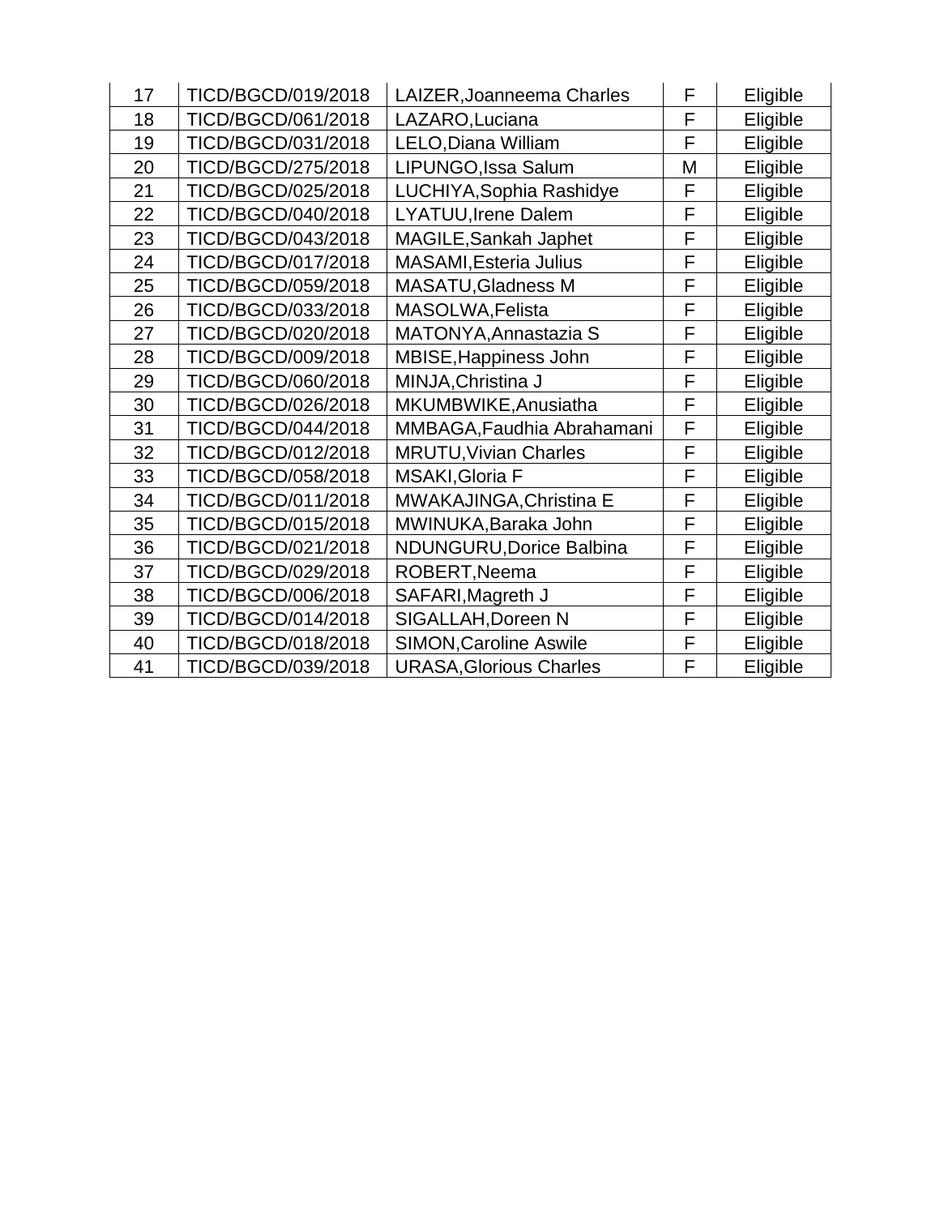| | | | | |
|---|---|---|---|---|
| 17 | TICD/BGCD/019/2018 | LAIZER,Joanneema Charles | F | Eligible |
| 18 | TICD/BGCD/061/2018 | LAZARO,Luciana | F | Eligible |
| 19 | TICD/BGCD/031/2018 | LELO,Diana William | F | Eligible |
| 20 | TICD/BGCD/275/2018 | LIPUNGO,Issa Salum | M | Eligible |
| 21 | TICD/BGCD/025/2018 | LUCHIYA,Sophia Rashidye | F | Eligible |
| 22 | TICD/BGCD/040/2018 | LYATUU,Irene Dalem | F | Eligible |
| 23 | TICD/BGCD/043/2018 | MAGILE,Sankah Japhet | F | Eligible |
| 24 | TICD/BGCD/017/2018 | MASAMI,Esteria Julius | F | Eligible |
| 25 | TICD/BGCD/059/2018 | MASATU,Gladness M | F | Eligible |
| 26 | TICD/BGCD/033/2018 | MASOLWA,Felista | F | Eligible |
| 27 | TICD/BGCD/020/2018 | MATONYA,Annastazia S | F | Eligible |
| 28 | TICD/BGCD/009/2018 | MBISE,Happiness John | F | Eligible |
| 29 | TICD/BGCD/060/2018 | MINJA,Christina J | F | Eligible |
| 30 | TICD/BGCD/026/2018 | MKUMBWIKE,Anusiatha | F | Eligible |
| 31 | TICD/BGCD/044/2018 | MMBAGA,Faudhia Abrahamani | F | Eligible |
| 32 | TICD/BGCD/012/2018 | MRUTU,Vivian Charles | F | Eligible |
| 33 | TICD/BGCD/058/2018 | MSAKI,Gloria F | F | Eligible |
| 34 | TICD/BGCD/011/2018 | MWAKAJINGA,Christina E | F | Eligible |
| 35 | TICD/BGCD/015/2018 | MWINUKA,Baraka John | F | Eligible |
| 36 | TICD/BGCD/021/2018 | NDUNGURU,Dorice Balbina | F | Eligible |
| 37 | TICD/BGCD/029/2018 | ROBERT,Neema | F | Eligible |
| 38 | TICD/BGCD/006/2018 | SAFARI,Magreth J | F | Eligible |
| 39 | TICD/BGCD/014/2018 | SIGALLAH,Doreen N | F | Eligible |
| 40 | TICD/BGCD/018/2018 | SIMON,Caroline Aswile | F | Eligible |
| 41 | TICD/BGCD/039/2018 | URASA,Glorious Charles | F | Eligible |